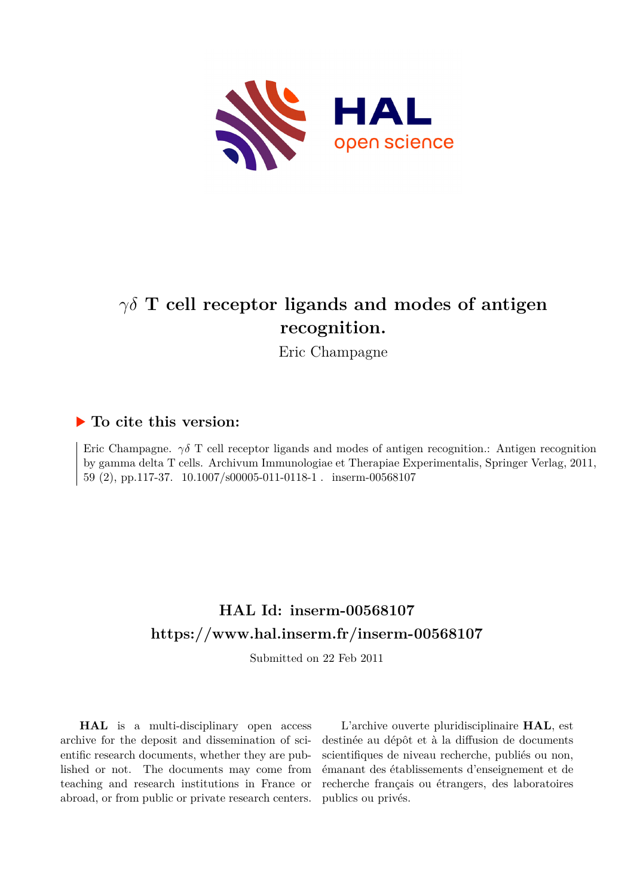# $\gamma\delta$ T cell receptor ligands and modes of antigen recognition.

Eric Champagne

## ▶ To cite this version:

Eric Champagne. $\gamma\delta$ T cell receptor ligands and modes of antigen recognition.: Antigen recognition by gamma delta T cells. Archivum Immunologiae et Therapiae Experimentalis, Springer Verlag, 2011, 59 (2), pp.117-37. 10.1007/s00005-011-0118-1 . inserm-00568107

## HAL Id: inserm-00568107
## https://www.hal.inserm.fr/inserm-00568107

Submitted on 22 Feb 2011

**HAL** is a multi-disciplinary open access archive for the deposit and dissemination of scientific research documents, whether they are published or not. The documents may come from teaching and research institutions in France or abroad, or from public or private research centers.

L'archive ouverte pluridisciplinaire **HAL**, est destinée au dépôt et à la diffusion de documents scientifiques de niveau recherche, publiés ou non, émanant des établissements d'enseignement et de recherche français ou étrangers, des laboratoires publics ou privés.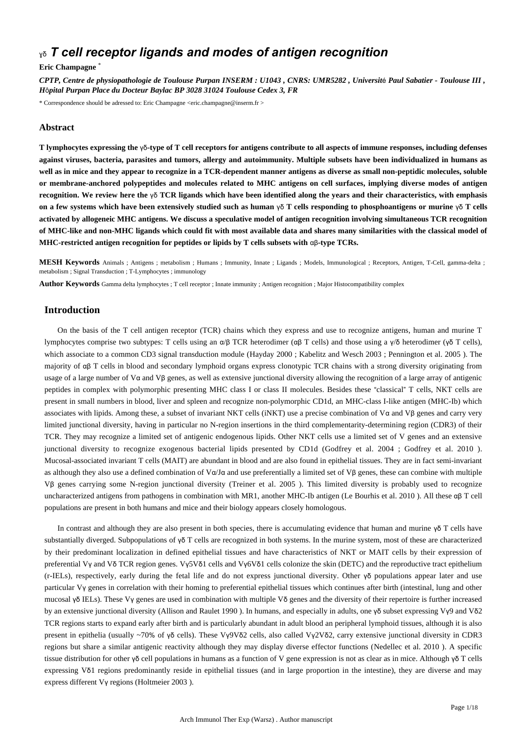# γδ *T cell receptor ligands and modes of antigen recognition*

**Eric Champagne** *

*CPTP, Centre de physiopathologie de Toulouse Purpan INSERM : U1043 , CNRS: UMR5282 , Université Paul Sabatier - Toulouse III , Hôpital Purpan Place du Docteur Baylac BP 3028 31024 Toulouse Cedex 3, FR*

* Correspondence should be adressed to: Eric Champagne <eric.champagne@inserm.fr >

## Abstract

**T lymphocytes expressing the γδ-type of T cell receptors for antigens contribute to all aspects of immune responses, including defenses against viruses, bacteria, parasites and tumors, allergy and autoimmunity. Multiple subsets have been individualized in humans as well as in mice and they appear to recognize in a TCR-dependent manner antigens as diverse as small non-peptidic molecules, soluble or membrane-anchored polypeptides and molecules related to MHC antigens on cell surfaces, implying diverse modes of antigen recognition. We review here the γδ TCR ligands which have been identified along the years and their characteristics, with emphasis on a few systems which have been extensively studied such as human γδ T cells responding to phosphoantigens or murine γδ T cells activated by allogeneic MHC antigens. We discuss a speculative model of antigen recognition involving simultaneous TCR recognition of MHC-like and non-MHC ligands which could fit with most available data and shares many similarities with the classical model of MHC-restricted antigen recognition for peptides or lipids by T cells subsets with αβ-type TCRs.**

**MESH Keywords** Animals ; Antigens ; metabolism ; Humans ; Immunity, Innate ; Ligands ; Models, Immunological ; Receptors, Antigen, T-Cell, gamma-delta ; metabolism ; Signal Transduction ; T-Lymphocytes ; immunology

**Author Keywords** Gamma delta lymphocytes ; T cell receptor ; Innate immunity ; Antigen recognition ; Major Histocompatibility complex

## Introduction

On the basis of the T cell antigen receptor (TCR) chains which they express and use to recognize antigens, human and murine T lymphocytes comprise two subtypes: T cells using an α/β TCR heterodimer (αβ T cells) and those using a γ/δ heterodimer (γδ T cells), which associate to a common CD3 signal transduction module (Hayday 2000 ; Kabelitz and Wesch 2003 ; Pennington et al. 2005 ). The majority of αβ T cells in blood and secondary lymphoid organs express clonotypic TCR chains with a strong diversity originating from usage of a large number of Vα and Vβ genes, as well as extensive junctional diversity allowing the recognition of a large array of antigenic peptides in complex with polymorphic presenting MHC class I or class II molecules. Besides these "classical" T cells, NKT cells are present in small numbers in blood, liver and spleen and recognize non-polymorphic CD1d, an MHC-class I-like antigen (MHC-Ib) which associates with lipids. Among these, a subset of invariant NKT cells (iNKT) use a precise combination of Vα and Vβ genes and carry very limited junctional diversity, having in particular no N-region insertions in the third complementarity-determining region (CDR3) of their TCR. They may recognize a limited set of antigenic endogenous lipids. Other NKT cells use a limited set of V genes and an extensive junctional diversity to recognize exogenous bacterial lipids presented by CD1d (Godfrey et al. 2004 ; Godfrey et al. 2010 ). Mucosal-associated invariant T cells (MAIT) are abundant in blood and are also found in epithelial tissues. They are in fact semi-invariant as although they also use a defined combination of Vα/Jα and use preferentially a limited set of Vβ genes, these can combine with multiple Vβ genes carrying some N-region junctional diversity (Treiner et al. 2005 ). This limited diversity is probably used to recognize uncharacterized antigens from pathogens in combination with MR1, another MHC-Ib antigen (Le Bourhis et al. 2010 ). All these αβ T cell populations are present in both humans and mice and their biology appears closely homologous.

In contrast and although they are also present in both species, there is accumulating evidence that human and murine γδ T cells have substantially diverged. Subpopulations of γδ T cells are recognized in both systems. In the murine system, most of these are characterized by their predominant localization in defined epithelial tissues and have characteristics of NKT or MAIT cells by their expression of preferential Vγ and Vδ TCR region genes. Vγ5Vδ1 cells and Vγ6Vδ1 cells colonize the skin (DETC) and the reproductive tract epithelium (r-IELs), respectively, early during the fetal life and do not express junctional diversity. Other γδ populations appear later and use particular Vγ genes in correlation with their homing to preferential epithelial tissues which continues after birth (intestinal, lung and other mucosal γδ IELs). These Vγ genes are used in combination with multiple Vδ genes and the diversity of their repertoire is further increased by an extensive junctional diversity (Allison and Raulet 1990 ). In humans, and especially in adults, one γδ subset expressing Vγ9 and Vδ2 TCR regions starts to expand early after birth and is particularly abundant in adult blood an peripheral lymphoid tissues, although it is also present in epithelia (usually ~70% of γδ cells). These Vγ9Vδ2 cells, also called Vγ2Vδ2, carry extensive junctional diversity in CDR3 regions but share a similar antigenic reactivity although they may display diverse effector functions (Nedellec et al. 2010 ). A specific tissue distribution for other γδ cell populations in humans as a function of V gene expression is not as clear as in mice. Although γδ T cells expressing Vδ1 regions predominantly reside in epithelial tissues (and in large proportion in the intestine), they are diverse and may express different Vγ regions (Holtmeier 2003 ).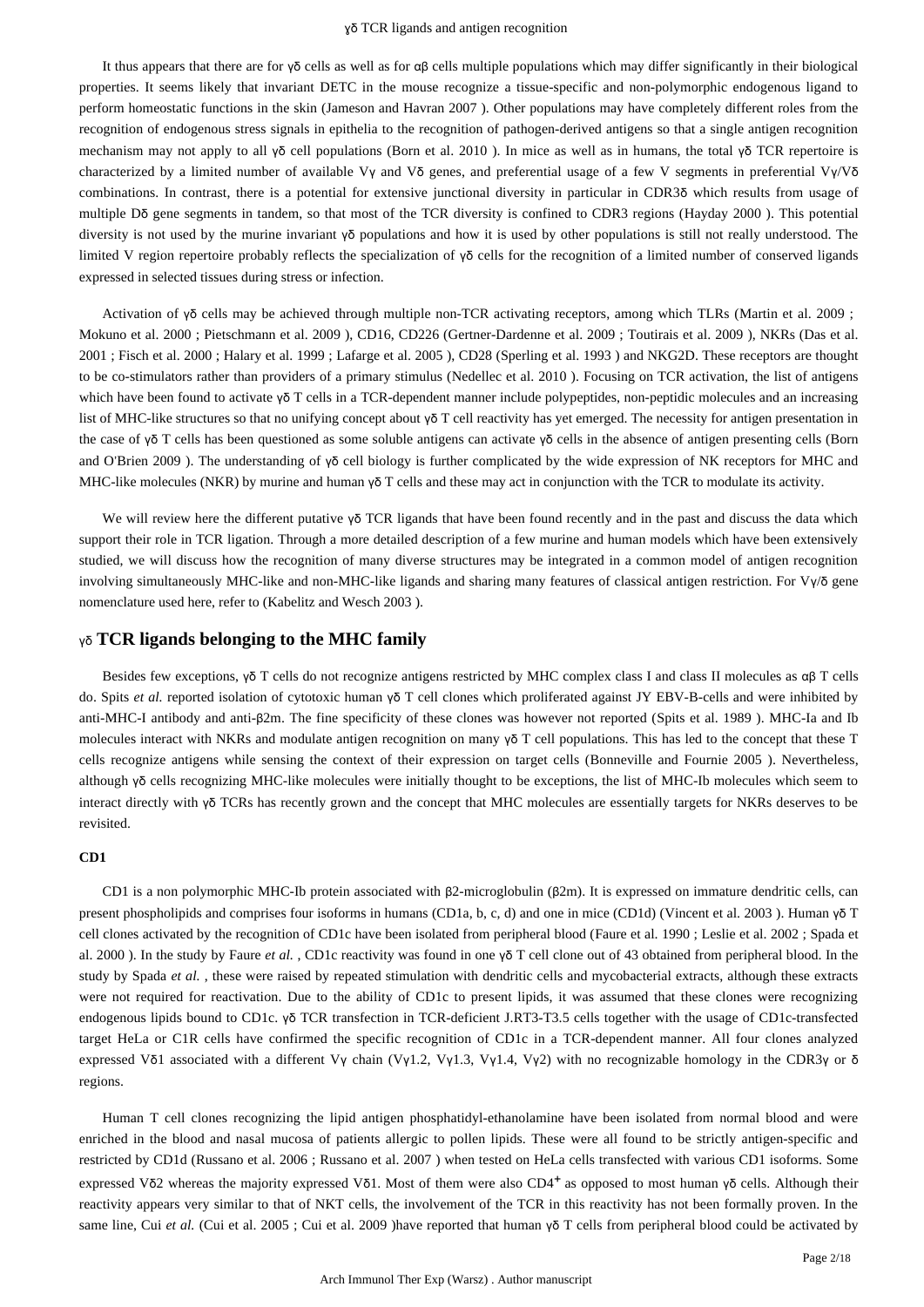It thus appears that there are for γδ cells as well as for αβ cells multiple populations which may differ significantly in their biological properties. It seems likely that invariant DETC in the mouse recognize a tissue-specific and non-polymorphic endogenous ligand to perform homeostatic functions in the skin (Jameson and Havran 2007 ). Other populations may have completely different roles from the recognition of endogenous stress signals in epithelia to the recognition of pathogen-derived antigens so that a single antigen recognition mechanism may not apply to all γδ cell populations (Born et al. 2010 ). In mice as well as in humans, the total γδ TCR repertoire is characterized by a limited number of available Vγ and Vδ genes, and preferential usage of a few V segments in preferential Vγ/Vδ combinations. In contrast, there is a potential for extensive junctional diversity in particular in CDR3δ which results from usage of multiple Dδ gene segments in tandem, so that most of the TCR diversity is confined to CDR3 regions (Hayday 2000 ). This potential diversity is not used by the murine invariant γδ populations and how it is used by other populations is still not really understood. The limited V region repertoire probably reflects the specialization of γδ cells for the recognition of a limited number of conserved ligands expressed in selected tissues during stress or infection.

Activation of γδ cells may be achieved through multiple non-TCR activating receptors, among which TLRs (Martin et al. 2009 ; Mokuno et al. 2000 ; Pietschmann et al. 2009 ), CD16, CD226 (Gertner-Dardenne et al. 2009 ; Toutirais et al. 2009 ), NKRs (Das et al. 2001 ; Fisch et al. 2000 ; Halary et al. 1999 ; Lafarge et al. 2005 ), CD28 (Sperling et al. 1993 ) and NKG2D. These receptors are thought to be co-stimulators rather than providers of a primary stimulus (Nedellec et al. 2010 ). Focusing on TCR activation, the list of antigens which have been found to activate γδ T cells in a TCR-dependent manner include polypeptides, non-peptidic molecules and an increasing list of MHC-like structures so that no unifying concept about γδ T cell reactivity has yet emerged. The necessity for antigen presentation in the case of γδ T cells has been questioned as some soluble antigens can activate γδ cells in the absence of antigen presenting cells (Born and O'Brien 2009 ). The understanding of γδ cell biology is further complicated by the wide expression of NK receptors for MHC and MHC-like molecules (NKR) by murine and human γδ T cells and these may act in conjunction with the TCR to modulate its activity.

We will review here the different putative γδ TCR ligands that have been found recently and in the past and discuss the data which support their role in TCR ligation. Through a more detailed description of a few murine and human models which have been extensively studied, we will discuss how the recognition of many diverse structures may be integrated in a common model of antigen recognition involving simultaneously MHC-like and non-MHC-like ligands and sharing many features of classical antigen restriction. For Vγ/δ gene nomenclature used here, refer to (Kabelitz and Wesch 2003 ).

## γδ TCR ligands belonging to the MHC family

Besides few exceptions, γδ T cells do not recognize antigens restricted by MHC complex class I and class II molecules as αβ T cells do. Spits *et al.* reported isolation of cytotoxic human γδ T cell clones which proliferated against JY EBV-B-cells and were inhibited by anti-MHC-I antibody and anti-β2m. The fine specificity of these clones was however not reported (Spits et al. 1989 ). MHC-Ia and Ib molecules interact with NKRs and modulate antigen recognition on many γδ T cell populations. This has led to the concept that these T cells recognize antigens while sensing the context of their expression on target cells (Bonneville and Fournie 2005 ). Nevertheless, although γδ cells recognizing MHC-like molecules were initially thought to be exceptions, the list of MHC-Ib molecules which seem to interact directly with γδ TCRs has recently grown and the concept that MHC molecules are essentially targets for NKRs deserves to be revisited.

### CD1

CD1 is a non polymorphic MHC-Ib protein associated with β2-microglobulin (β2m). It is expressed on immature dendritic cells, can present phospholipids and comprises four isoforms in humans (CD1a, b, c, d) and one in mice (CD1d) (Vincent et al. 2003 ). Human γδ T cell clones activated by the recognition of CD1c have been isolated from peripheral blood (Faure et al. 1990 ; Leslie et al. 2002 ; Spada et al. 2000 ). In the study by Faure *et al.* , CD1c reactivity was found in one γδ T cell clone out of 43 obtained from peripheral blood. In the study by Spada *et al.* , these were raised by repeated stimulation with dendritic cells and mycobacterial extracts, although these extracts were not required for reactivation. Due to the ability of CD1c to present lipids, it was assumed that these clones were recognizing endogenous lipids bound to CD1c. γδ TCR transfection in TCR-deficient J.RT3-T3.5 cells together with the usage of CD1c-transfected target HeLa or C1R cells have confirmed the specific recognition of CD1c in a TCR-dependent manner. All four clones analyzed expressed Vδ1 associated with a different Vγ chain (Vγ1.2, Vγ1.3, Vγ1.4, Vγ2) with no recognizable homology in the CDR3γ or δ regions.

Human T cell clones recognizing the lipid antigen phosphatidyl-ethanolamine have been isolated from normal blood and were enriched in the blood and nasal mucosa of patients allergic to pollen lipids. These were all found to be strictly antigen-specific and restricted by CD1d (Russano et al. 2006 ; Russano et al. 2007 ) when tested on HeLa cells transfected with various CD1 isoforms. Some expressed Vδ2 whereas the majority expressed Vδ1. Most of them were also $CD4^{+}$ as opposed to most human γδ cells. Although their reactivity appears very similar to that of NKT cells, the involvement of the TCR in this reactivity has not been formally proven. In the same line, Cui *et al.* (Cui et al. 2005 ; Cui et al. 2009 )have reported that human γδ T cells from peripheral blood could be activated by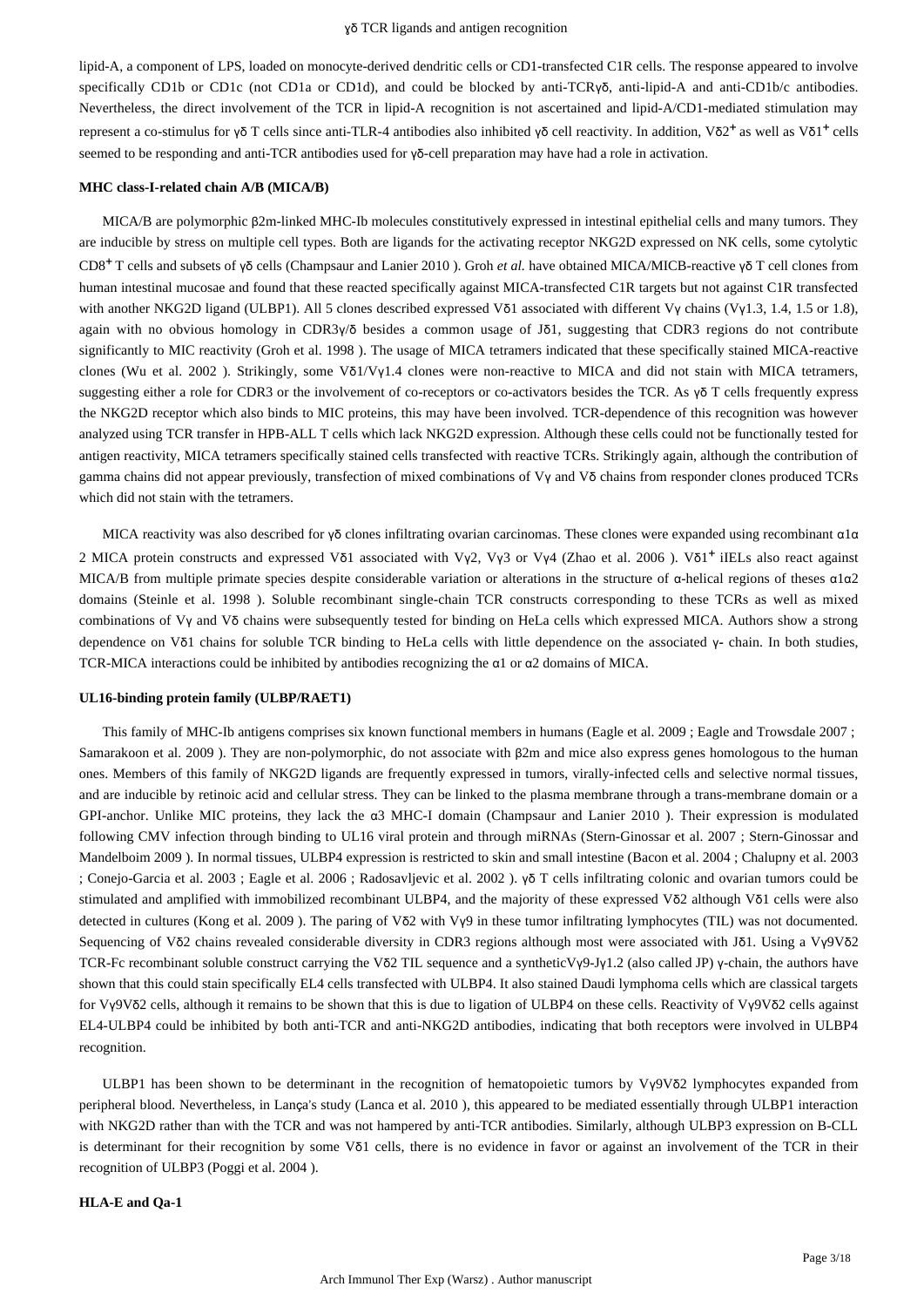lipid-A, a component of LPS, loaded on monocyte-derived dendritic cells or CD1-transfected C1R cells. The response appeared to involve specifically CD1b or CD1c (not CD1a or CD1d), and could be blocked by anti-TCRγδ, anti-lipid-A and anti-CD1b/c antibodies. Nevertheless, the direct involvement of the TCR in lipid-A recognition is not ascertained and lipid-A/CD1-mediated stimulation may represent a co-stimulus for γδ T cells since anti-TLR-4 antibodies also inhibited γδ cell reactivity. In addition, Vδ2$^+$ as well as Vδ1$^+$ cells seemed to be responding and anti-TCR antibodies used for γδ-cell preparation may have had a role in activation.

#### MHC class-I-related chain A/B (MICA/B)

MICA/B are polymorphic β2m-linked MHC-Ib molecules constitutively expressed in intestinal epithelial cells and many tumors. They are inducible by stress on multiple cell types. Both are ligands for the activating receptor NKG2D expressed on NK cells, some cytolytic CD8$^+$ T cells and subsets of γδ cells (Champsaur and Lanier 2010 ). Groh *et al.* have obtained MICA/MICB-reactive γδ T cell clones from human intestinal mucosae and found that these reacted specifically against MICA-transfected C1R targets but not against C1R transfected with another NKG2D ligand (ULBP1). All 5 clones described expressed Vδ1 associated with different Vγ chains (Vγ1.3, 1.4, 1.5 or 1.8), again with no obvious homology in CDR3γ/δ besides a common usage of Jδ1, suggesting that CDR3 regions do not contribute significantly to MIC reactivity (Groh et al. 1998 ). The usage of MICA tetramers indicated that these specifically stained MICA-reactive clones (Wu et al. 2002 ). Strikingly, some Vδ1/Vγ1.4 clones were non-reactive to MICA and did not stain with MICA tetramers, suggesting either a role for CDR3 or the involvement of co-receptors or co-activators besides the TCR. As γδ T cells frequently express the NKG2D receptor which also binds to MIC proteins, this may have been involved. TCR-dependence of this recognition was however analyzed using TCR transfer in HPB-ALL T cells which lack NKG2D expression. Although these cells could not be functionally tested for antigen reactivity, MICA tetramers specifically stained cells transfected with reactive TCRs. Strikingly again, although the contribution of gamma chains did not appear previously, transfection of mixed combinations of Vγ and Vδ chains from responder clones produced TCRs which did not stain with the tetramers.

MICA reactivity was also described for γδ clones infiltrating ovarian carcinomas. These clones were expanded using recombinant α1α 2 MICA protein constructs and expressed Vδ1 associated with Vγ2, Vγ3 or Vγ4 (Zhao et al. 2006 ). Vδ1$^+$ iIELs also react against MICA/B from multiple primate species despite considerable variation or alterations in the structure of α-helical regions of theses α1α2 domains (Steinle et al. 1998 ). Soluble recombinant single-chain TCR constructs corresponding to these TCRs as well as mixed combinations of Vγ and Vδ chains were subsequently tested for binding on HeLa cells which expressed MICA. Authors show a strong dependence on Vδ1 chains for soluble TCR binding to HeLa cells with little dependence on the associated γ- chain. In both studies, TCR-MICA interactions could be inhibited by antibodies recognizing the α1 or α2 domains of MICA.

#### UL16-binding protein family (ULBP/RAET1)

This family of MHC-Ib antigens comprises six known functional members in humans (Eagle et al. 2009 ; Eagle and Trowsdale 2007 ; Samarakoon et al. 2009 ). They are non-polymorphic, do not associate with β2m and mice also express genes homologous to the human ones. Members of this family of NKG2D ligands are frequently expressed in tumors, virally-infected cells and selective normal tissues, and are inducible by retinoic acid and cellular stress. They can be linked to the plasma membrane through a trans-membrane domain or a GPI-anchor. Unlike MIC proteins, they lack the α3 MHC-I domain (Champsaur and Lanier 2010 ). Their expression is modulated following CMV infection through binding to UL16 viral protein and through miRNAs (Stern-Ginossar et al. 2007 ; Stern-Ginossar and Mandelboim 2009 ). In normal tissues, ULBP4 expression is restricted to skin and small intestine (Bacon et al. 2004 ; Chalupny et al. 2003 ; Conejo-Garcia et al. 2003 ; Eagle et al. 2006 ; Radosavljevic et al. 2002 ). γδ T cells infiltrating colonic and ovarian tumors could be stimulated and amplified with immobilized recombinant ULBP4, and the majority of these expressed Vδ2 although Vδ1 cells were also detected in cultures (Kong et al. 2009 ). The paring of Vδ2 with Vγ9 in these tumor infiltrating lymphocytes (TIL) was not documented. Sequencing of Vδ2 chains revealed considerable diversity in CDR3 regions although most were associated with Jδ1. Using a Vγ9Vδ2 TCR-Fc recombinant soluble construct carrying the Vδ2 TIL sequence and a syntheticVγ9-Jγ1.2 (also called JP) γ-chain, the authors have shown that this could stain specifically EL4 cells transfected with ULBP4. It also stained Daudi lymphoma cells which are classical targets for Vγ9Vδ2 cells, although it remains to be shown that this is due to ligation of ULBP4 on these cells. Reactivity of Vγ9Vδ2 cells against EL4-ULBP4 could be inhibited by both anti-TCR and anti-NKG2D antibodies, indicating that both receptors were involved in ULBP4 recognition.

ULBP1 has been shown to be determinant in the recognition of hematopoietic tumors by Vγ9Vδ2 lymphocytes expanded from peripheral blood. Nevertheless, in Lança's study (Lanca et al. 2010 ), this appeared to be mediated essentially through ULBP1 interaction with NKG2D rather than with the TCR and was not hampered by anti-TCR antibodies. Similarly, although ULBP3 expression on B-CLL is determinant for their recognition by some Vδ1 cells, there is no evidence in favor or against an involvement of the TCR in their recognition of ULBP3 (Poggi et al. 2004 ).

#### HLA-E and Qa-1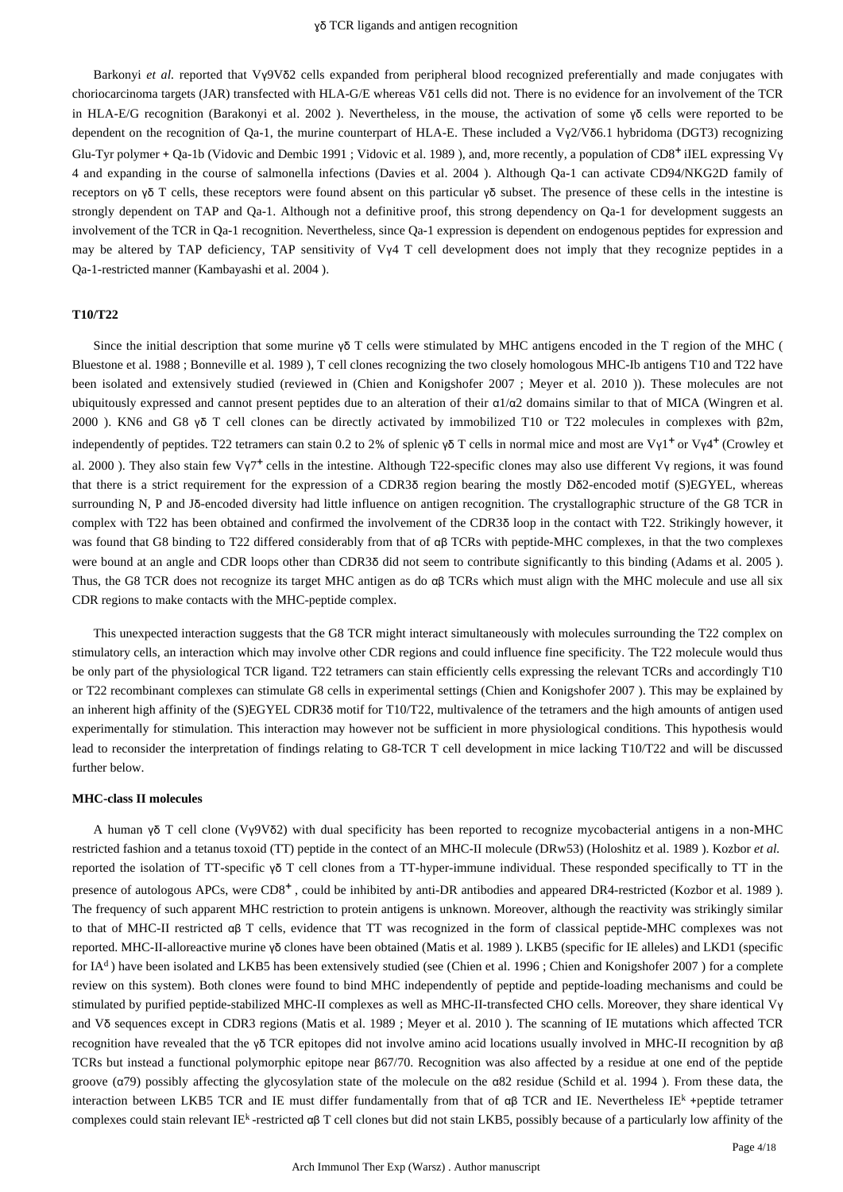Barkonyi *et al.* reported that Vγ9Vδ2 cells expanded from peripheral blood recognized preferentially and made conjugates with choriocarcinoma targets (JAR) transfected with HLA-G/E whereas Vδ1 cells did not. There is no evidence for an involvement of the TCR in HLA-E/G recognition (Barakonyi et al. 2002 ). Nevertheless, in the mouse, the activation of some γδ cells were reported to be dependent on the recognition of Qa-1, the murine counterpart of HLA-E. These included a Vγ2/Vδ6.1 hybridoma (DGT3) recognizing Glu-Tyr polymer + Qa-1b (Vidovic and Dembic 1991 ; Vidovic et al. 1989 ), and, more recently, a population of CD8$^+$ iIEL expressing Vγ 4 and expanding in the course of salmonella infections (Davies et al. 2004 ). Although Qa-1 can activate CD94/NKG2D family of receptors on γδ T cells, these receptors were found absent on this particular γδ subset. The presence of these cells in the intestine is strongly dependent on TAP and Qa-1. Although not a definitive proof, this strong dependency on Qa-1 for development suggests an involvement of the TCR in Qa-1 recognition. Nevertheless, since Qa-1 expression is dependent on endogenous peptides for expression and may be altered by TAP deficiency, TAP sensitivity of Vγ4 T cell development does not imply that they recognize peptides in a Qa-1-restricted manner (Kambayashi et al. 2004 ).

### T10/T22

Since the initial description that some murine γδ T cells were stimulated by MHC antigens encoded in the T region of the MHC ( Bluestone et al. 1988 ; Bonneville et al. 1989 ), T cell clones recognizing the two closely homologous MHC-Ib antigens T10 and T22 have been isolated and extensively studied (reviewed in (Chien and Konigshofer 2007 ; Meyer et al. 2010 )). These molecules are not ubiquitously expressed and cannot present peptides due to an alteration of their α1/α2 domains similar to that of MICA (Wingren et al. 2000 ). KN6 and G8 γδ T cell clones can be directly activated by immobilized T10 or T22 molecules in complexes with β2m, independently of peptides. T22 tetramers can stain 0.2 to 2% of splenic γδ T cells in normal mice and most are Vγ1$^+$ or Vγ4$^+$ (Crowley et al. 2000 ). They also stain few Vγ7$^+$ cells in the intestine. Although T22-specific clones may also use different Vγ regions, it was found that there is a strict requirement for the expression of a CDR3δ region bearing the mostly Dδ2-encoded motif (S)EGYEL, whereas surrounding N, P and Jδ-encoded diversity had little influence on antigen recognition. The crystallographic structure of the G8 TCR in complex with T22 has been obtained and confirmed the involvement of the CDR3δ loop in the contact with T22. Strikingly however, it was found that G8 binding to T22 differed considerably from that of αβ TCRs with peptide-MHC complexes, in that the two complexes were bound at an angle and CDR loops other than CDR3δ did not seem to contribute significantly to this binding (Adams et al. 2005 ). Thus, the G8 TCR does not recognize its target MHC antigen as do αβ TCRs which must align with the MHC molecule and use all six CDR regions to make contacts with the MHC-peptide complex.

This unexpected interaction suggests that the G8 TCR might interact simultaneously with molecules surrounding the T22 complex on stimulatory cells, an interaction which may involve other CDR regions and could influence fine specificity. The T22 molecule would thus be only part of the physiological TCR ligand. T22 tetramers can stain efficiently cells expressing the relevant TCRs and accordingly T10 or T22 recombinant complexes can stimulate G8 cells in experimental settings (Chien and Konigshofer 2007 ). This may be explained by an inherent high affinity of the (S)EGYEL CDR3δ motif for T10/T22, multivalence of the tetramers and the high amounts of antigen used experimentally for stimulation. This interaction may however not be sufficient in more physiological conditions. This hypothesis would lead to reconsider the interpretation of findings relating to G8-TCR T cell development in mice lacking T10/T22 and will be discussed further below.

### MHC-class II molecules

A human γδ T cell clone (Vγ9Vδ2) with dual specificity has been reported to recognize mycobacterial antigens in a non-MHC restricted fashion and a tetanus toxoid (TT) peptide in the contect of an MHC-II molecule (DRw53) (Holoshitz et al. 1989 ). Kozbor *et al.* reported the isolation of TT-specific γδ T cell clones from a TT-hyper-immune individual. These responded specifically to TT in the presence of autologous APCs, were CD8$^+$ , could be inhibited by anti-DR antibodies and appeared DR4-restricted (Kozbor et al. 1989 ). The frequency of such apparent MHC restriction to protein antigens is unknown. Moreover, although the reactivity was strikingly similar to that of MHC-II restricted αβ T cells, evidence that TT was recognized in the form of classical peptide-MHC complexes was not reported. MHC-II-alloreactive murine γδ clones have been obtained (Matis et al. 1989 ). LKB5 (specific for IE alleles) and LKD1 (specific for IA$^d$ ) have been isolated and LKB5 has been extensively studied (see (Chien et al. 1996 ; Chien and Konigshofer 2007 ) for a complete review on this system). Both clones were found to bind MHC independently of peptide and peptide-loading mechanisms and could be stimulated by purified peptide-stabilized MHC-II complexes as well as MHC-II-transfected CHO cells. Moreover, they share identical Vγ and Vδ sequences except in CDR3 regions (Matis et al. 1989 ; Meyer et al. 2010 ). The scanning of IE mutations which affected TCR recognition have revealed that the γδ TCR epitopes did not involve amino acid locations usually involved in MHC-II recognition by αβ TCRs but instead a functional polymorphic epitope near β67/70. Recognition was also affected by a residue at one end of the peptide groove (α79) possibly affecting the glycosylation state of the molecule on the α82 residue (Schild et al. 1994 ). From these data, the interaction between LKB5 TCR and IE must differ fundamentally from that of αβ TCR and IE. Nevertheless IE$^k$ +peptide tetramer complexes could stain relevant IE$^k$ -restricted αβ T cell clones but did not stain LKB5, possibly because of a particularly low affinity of the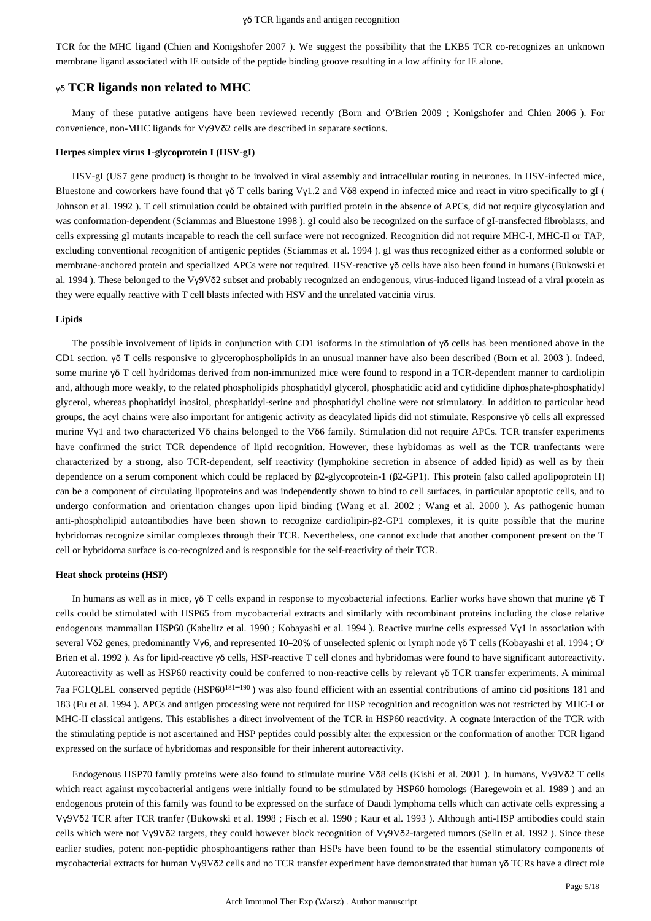TCR for the MHC ligand (Chien and Konigshofer 2007 ). We suggest the possibility that the LKB5 TCR co-recognizes an unknown membrane ligand associated with IE outside of the peptide binding groove resulting in a low affinity for IE alone.

## γδ TCR ligands non related to MHC

Many of these putative antigens have been reviewed recently (Born and O'Brien 2009 ; Konigshofer and Chien 2006 ). For convenience, non-MHC ligands for Vγ9Vδ2 cells are described in separate sections.

### Herpes simplex virus 1-glycoprotein I (HSV-gI)

HSV-gI (US7 gene product) is thought to be involved in viral assembly and intracellular routing in neurones. In HSV-infected mice, Bluestone and coworkers have found that γδ T cells baring Vγ1.2 and Vδ8 expend in infected mice and react in vitro specifically to gI ( Johnson et al. 1992 ). T cell stimulation could be obtained with purified protein in the absence of APCs, did not require glycosylation and was conformation-dependent (Sciammas and Bluestone 1998 ). gI could also be recognized on the surface of gI-transfected fibroblasts, and cells expressing gI mutants incapable to reach the cell surface were not recognized. Recognition did not require MHC-I, MHC-II or TAP, excluding conventional recognition of antigenic peptides (Sciammas et al. 1994 ). gI was thus recognized either as a conformed soluble or membrane-anchored protein and specialized APCs were not required. HSV-reactive γδ cells have also been found in humans (Bukowski et al. 1994 ). These belonged to the Vγ9Vδ2 subset and probably recognized an endogenous, virus-induced ligand instead of a viral protein as they were equally reactive with T cell blasts infected with HSV and the unrelated vaccinia virus.

### Lipids

The possible involvement of lipids in conjunction with CD1 isoforms in the stimulation of γδ cells has been mentioned above in the CD1 section. γδ T cells responsive to glycerophospholipids in an unusual manner have also been described (Born et al. 2003 ). Indeed, some murine γδ T cell hydridomas derived from non-immunized mice were found to respond in a TCR-dependent manner to cardiolipin and, although more weakly, to the related phospholipids phosphatidyl glycerol, phosphatidic acid and cytididine diphosphate-phosphatidyl glycerol, whereas phophatidyl inositol, phosphatidyl-serine and phosphatidyl choline were not stimulatory. In addition to particular head groups, the acyl chains were also important for antigenic activity as deacylated lipids did not stimulate. Responsive γδ cells all expressed murine Vγ1 and two characterized Vδ chains belonged to the Vδ6 family. Stimulation did not require APCs. TCR transfer experiments have confirmed the strict TCR dependence of lipid recognition. However, these hybidomas as well as the TCR tranfectants were characterized by a strong, also TCR-dependent, self reactivity (lymphokine secretion in absence of added lipid) as well as by their dependence on a serum component which could be replaced by β2-glycoprotein-1 (β2-GP1). This protein (also called apolipoprotein H) can be a component of circulating lipoproteins and was independently shown to bind to cell surfaces, in particular apoptotic cells, and to undergo conformation and orientation changes upon lipid binding (Wang et al. 2002 ; Wang et al. 2000 ). As pathogenic human anti-phospholipid autoantibodies have been shown to recognize cardiolipin-β2-GP1 complexes, it is quite possible that the murine hybridomas recognize similar complexes through their TCR. Nevertheless, one cannot exclude that another component present on the T cell or hybridoma surface is co-recognized and is responsible for the self-reactivity of their TCR.

### Heat shock proteins (HSP)

In humans as well as in mice, γδ T cells expand in response to mycobacterial infections. Earlier works have shown that murine γδ T cells could be stimulated with HSP65 from mycobacterial extracts and similarly with recombinant proteins including the close relative endogenous mammalian HSP60 (Kabelitz et al. 1990 ; Kobayashi et al. 1994 ). Reactive murine cells expressed Vγ1 in association with several Vδ2 genes, predominantly Vγ6, and represented 10–20% of unselected splenic or lymph node γδ T cells (Kobayashi et al. 1994 ; O' Brien et al. 1992 ). As for lipid-reactive γδ cells, HSP-reactive T cell clones and hybridomas were found to have significant autoreactivity. Autoreactivity as well as HSP60 reactivity could be conferred to non-reactive cells by relevant γδ TCR transfer experiments. A minimal 7aa FGLQLEL conserved peptide ($HSP60^{181-190}$ ) was also found efficient with an essential contributions of amino cid positions 181 and 183 (Fu et al. 1994 ). APCs and antigen processing were not required for HSP recognition and recognition was not restricted by MHC-I or MHC-II classical antigens. This establishes a direct involvement of the TCR in HSP60 reactivity. A cognate interaction of the TCR with the stimulating peptide is not ascertained and HSP peptides could possibly alter the expression or the conformation of another TCR ligand expressed on the surface of hybridomas and responsible for their inherent autoreactivity.

Endogenous HSP70 family proteins were also found to stimulate murine Vδ8 cells (Kishi et al. 2001 ). In humans, Vγ9Vδ2 T cells which react against mycobacterial antigens were initially found to be stimulated by HSP60 homologs (Haregewoin et al. 1989 ) and an endogenous protein of this family was found to be expressed on the surface of Daudi lymphoma cells which can activate cells expressing a Vγ9Vδ2 TCR after TCR tranfer (Bukowski et al. 1998 ; Fisch et al. 1990 ; Kaur et al. 1993 ). Although anti-HSP antibodies could stain cells which were not Vγ9Vδ2 targets, they could however block recognition of Vγ9Vδ2-targeted tumors (Selin et al. 1992 ). Since these earlier studies, potent non-peptidic phosphoantigens rather than HSPs have been found to be the essential stimulatory components of mycobacterial extracts for human Vγ9Vδ2 cells and no TCR transfer experiment have demonstrated that human γδ TCRs have a direct role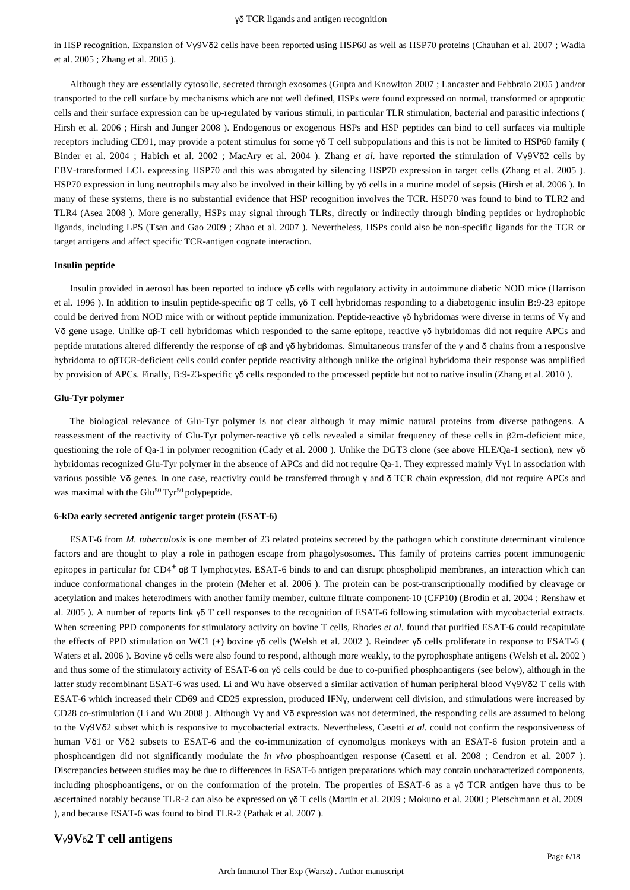in HSP recognition. Expansion of Vγ9Vδ2 cells have been reported using HSP60 as well as HSP70 proteins (Chauhan et al. 2007 ; Wadia et al. 2005 ; Zhang et al. 2005 ).

Although they are essentially cytosolic, secreted through exosomes (Gupta and Knowlton 2007 ; Lancaster and Febbraio 2005 ) and/or transported to the cell surface by mechanisms which are not well defined, HSPs were found expressed on normal, transformed or apoptotic cells and their surface expression can be up-regulated by various stimuli, in particular TLR stimulation, bacterial and parasitic infections ( Hirsh et al. 2006 ; Hirsh and Junger 2008 ). Endogenous or exogenous HSPs and HSP peptides can bind to cell surfaces via multiple receptors including CD91, may provide a potent stimulus for some γδ T cell subpopulations and this is not be limited to HSP60 family ( Binder et al. 2004 ; Habich et al. 2002 ; MacAry et al. 2004 ). Zhang *et al.* have reported the stimulation of Vγ9Vδ2 cells by EBV-transformed LCL expressing HSP70 and this was abrogated by silencing HSP70 expression in target cells (Zhang et al. 2005 ). HSP70 expression in lung neutrophils may also be involved in their killing by γδ cells in a murine model of sepsis (Hirsh et al. 2006 ). In many of these systems, there is no substantial evidence that HSP recognition involves the TCR. HSP70 was found to bind to TLR2 and TLR4 (Asea 2008 ). More generally, HSPs may signal through TLRs, directly or indirectly through binding peptides or hydrophobic ligands, including LPS (Tsan and Gao 2009 ; Zhao et al. 2007 ). Nevertheless, HSPs could also be non-specific ligands for the TCR or target antigens and affect specific TCR-antigen cognate interaction.

#### Insulin peptide

Insulin provided in aerosol has been reported to induce γδ cells with regulatory activity in autoimmune diabetic NOD mice (Harrison et al. 1996 ). In addition to insulin peptide-specific αβ T cells, γδ T cell hybridomas responding to a diabetogenic insulin B:9-23 epitope could be derived from NOD mice with or without peptide immunization. Peptide-reactive γδ hybridomas were diverse in terms of Vγ and Vδ gene usage. Unlike αβ-T cell hybridomas which responded to the same epitope, reactive γδ hybridomas did not require APCs and peptide mutations altered differently the response of αβ and γδ hybridomas. Simultaneous transfer of the γ and δ chains from a responsive hybridoma to αβTCR-deficient cells could confer peptide reactivity although unlike the original hybridoma their response was amplified by provision of APCs. Finally, B:9-23-specific γδ cells responded to the processed peptide but not to native insulin (Zhang et al. 2010 ).

#### Glu-Tyr polymer

The biological relevance of Glu-Tyr polymer is not clear although it may mimic natural proteins from diverse pathogens. A reassessment of the reactivity of Glu-Tyr polymer-reactive γδ cells revealed a similar frequency of these cells in β2m-deficient mice, questioning the role of Qa-1 in polymer recognition (Cady et al. 2000 ). Unlike the DGT3 clone (see above HLE/Qa-1 section), new γδ hybridomas recognized Glu-Tyr polymer in the absence of APCs and did not require Qa-1. They expressed mainly Vγ1 in association with various possible Vδ genes. In one case, reactivity could be transferred through γ and δ TCR chain expression, did not require APCs and was maximal with the $Glu^{50}$ $Tyr^{50}$ polypeptide.

#### 6-kDa early secreted antigenic target protein (ESAT-6)

ESAT-6 from *M. tuberculosis* is one member of 23 related proteins secreted by the pathogen which constitute determinant virulence factors and are thought to play a role in pathogen escape from phagolysosomes. This family of proteins carries potent immunogenic epitopes in particular for $CD4^+$ αβ T lymphocytes. ESAT-6 binds to and can disrupt phospholipid membranes, an interaction which can induce conformational changes in the protein (Meher et al. 2006 ). The protein can be post-transcriptionally modified by cleavage or acetylation and makes heterodimers with another family member, culture filtrate component-10 (CFP10) (Brodin et al. 2004 ; Renshaw et al. 2005 ). A number of reports link γδ T cell responses to the recognition of ESAT-6 following stimulation with mycobacterial extracts. When screening PPD components for stimulatory activity on bovine T cells, Rhodes *et al.* found that purified ESAT-6 could recapitulate the effects of PPD stimulation on WC1 (+) bovine γδ cells (Welsh et al. 2002 ). Reindeer γδ cells proliferate in response to ESAT-6 ( Waters et al. 2006 ). Bovine γδ cells were also found to respond, although more weakly, to the pyrophosphate antigens (Welsh et al. 2002 ) and thus some of the stimulatory activity of ESAT-6 on γδ cells could be due to co-purified phosphoantigens (see below), although in the latter study recombinant ESAT-6 was used. Li and Wu have observed a similar activation of human peripheral blood Vγ9Vδ2 T cells with ESAT-6 which increased their CD69 and CD25 expression, produced IFNγ, underwent cell division, and stimulations were increased by CD28 co-stimulation (Li and Wu 2008 ). Although Vγ and Vδ expression was not determined, the responding cells are assumed to belong to the Vγ9Vδ2 subset which is responsive to mycobacterial extracts. Nevertheless, Casetti *et al.* could not confirm the responsiveness of human Vδ1 or Vδ2 subsets to ESAT-6 and the co-immunization of cynomolgus monkeys with an ESAT-6 fusion protein and a phosphoantigen did not significantly modulate the *in vivo* phosphoantigen response (Casetti et al. 2008 ; Cendron et al. 2007 ). Discrepancies between studies may be due to differences in ESAT-6 antigen preparations which may contain uncharacterized components, including phosphoantigens, or on the conformation of the protein. The properties of ESAT-6 as a γδ TCR antigen have thus to be ascertained notably because TLR-2 can also be expressed on γδ T cells (Martin et al. 2009 ; Mokuno et al. 2000 ; Pietschmann et al. 2009 ), and because ESAT-6 was found to bind TLR-2 (Pathak et al. 2007 ).

## Vγ9Vδ2 T cell antigens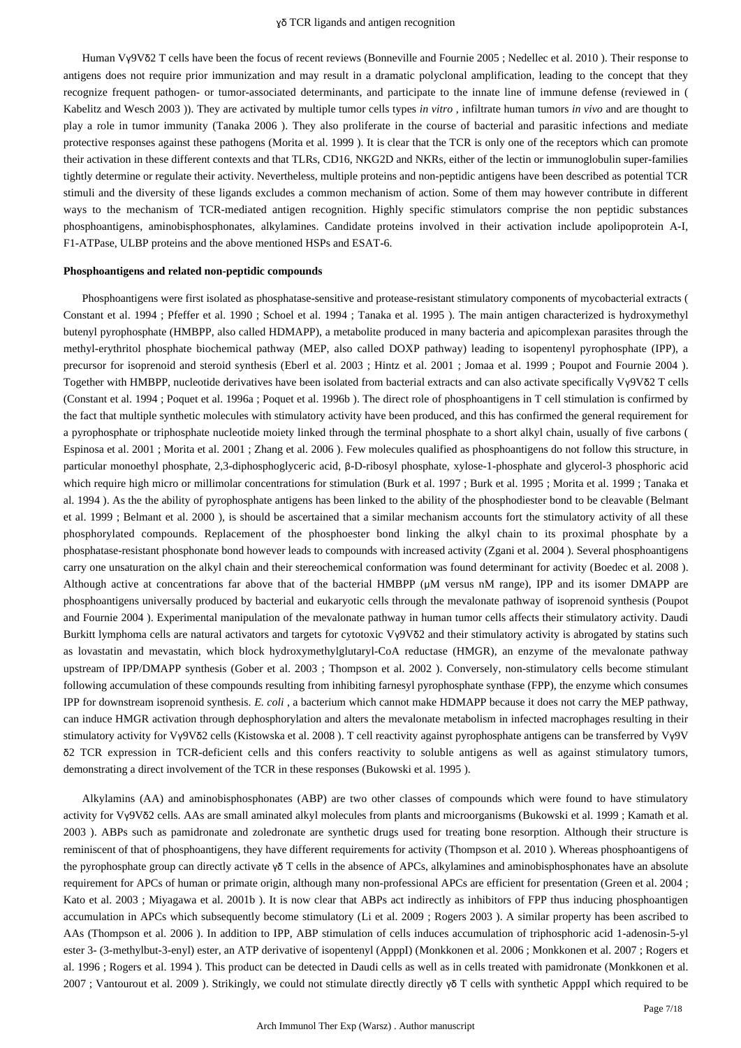Human Vγ9Vδ2 T cells have been the focus of recent reviews (Bonneville and Fournie 2005 ; Nedellec et al. 2010 ). Their response to antigens does not require prior immunization and may result in a dramatic polyclonal amplification, leading to the concept that they recognize frequent pathogen- or tumor-associated determinants, and participate to the innate line of immune defense (reviewed in ( Kabelitz and Wesch 2003 )). They are activated by multiple tumor cells types *in vitro* , infiltrate human tumors *in vivo* and are thought to play a role in tumor immunity (Tanaka 2006 ). They also proliferate in the course of bacterial and parasitic infections and mediate protective responses against these pathogens (Morita et al. 1999 ). It is clear that the TCR is only one of the receptors which can promote their activation in these different contexts and that TLRs, CD16, NKG2D and NKRs, either of the lectin or immunoglobulin super-families tightly determine or regulate their activity. Nevertheless, multiple proteins and non-peptidic antigens have been described as potential TCR stimuli and the diversity of these ligands excludes a common mechanism of action. Some of them may however contribute in different ways to the mechanism of TCR-mediated antigen recognition. Highly specific stimulators comprise the non peptidic substances phosphoantigens, aminobisphosphonates, alkylamines. Candidate proteins involved in their activation include apolipoprotein A-I, F1-ATPase, ULBP proteins and the above mentioned HSPs and ESAT-6.

**Phosphoantigens and related non-peptidic compounds**

Phosphoantigens were first isolated as phosphatase-sensitive and protease-resistant stimulatory components of mycobacterial extracts ( Constant et al. 1994 ; Pfeffer et al. 1990 ; Schoel et al. 1994 ; Tanaka et al. 1995 ). The main antigen characterized is hydroxymethyl butenyl pyrophosphate (HMBPP, also called HDMAPP), a metabolite produced in many bacteria and apicomplexan parasites through the methyl-erythritol phosphate biochemical pathway (MEP, also called DOXP pathway) leading to isopentenyl pyrophosphate (IPP), a precursor for isoprenoid and steroid synthesis (Eberl et al. 2003 ; Hintz et al. 2001 ; Jomaa et al. 1999 ; Poupot and Fournie 2004 ). Together with HMBPP, nucleotide derivatives have been isolated from bacterial extracts and can also activate specifically Vγ9Vδ2 T cells (Constant et al. 1994 ; Poquet et al. 1996a ; Poquet et al. 1996b ). The direct role of phosphoantigens in T cell stimulation is confirmed by the fact that multiple synthetic molecules with stimulatory activity have been produced, and this has confirmed the general requirement for a pyrophosphate or triphosphate nucleotide moiety linked through the terminal phosphate to a short alkyl chain, usually of five carbons ( Espinosa et al. 2001 ; Morita et al. 2001 ; Zhang et al. 2006 ). Few molecules qualified as phosphoantigens do not follow this structure, in particular monoethyl phosphate, 2,3-diphosphoglyceric acid, β-D-ribosyl phosphate, xylose-1-phosphate and glycerol-3 phosphoric acid which require high micro or millimolar concentrations for stimulation (Burk et al. 1997 ; Burk et al. 1995 ; Morita et al. 1999 ; Tanaka et al. 1994 ). As the the ability of pyrophosphate antigens has been linked to the ability of the phosphodiester bond to be cleavable (Belmant et al. 1999 ; Belmant et al. 2000 ), is should be ascertained that a similar mechanism accounts fort the stimulatory activity of all these phosphorylated compounds. Replacement of the phosphoester bond linking the alkyl chain to its proximal phosphate by a phosphatase-resistant phosphonate bond however leads to compounds with increased activity (Zgani et al. 2004 ). Several phosphoantigens carry one unsaturation on the alkyl chain and their stereochemical conformation was found determinant for activity (Boedec et al. 2008 ). Although active at concentrations far above that of the bacterial HMBPP (μM versus nM range), IPP and its isomer DMAPP are phosphoantigens universally produced by bacterial and eukaryotic cells through the mevalonate pathway of isoprenoid synthesis (Poupot and Fournie 2004 ). Experimental manipulation of the mevalonate pathway in human tumor cells affects their stimulatory activity. Daudi Burkitt lymphoma cells are natural activators and targets for cytotoxic Vγ9Vδ2 and their stimulatory activity is abrogated by statins such as lovastatin and mevastatin, which block hydroxymethylglutaryl-CoA reductase (HMGR), an enzyme of the mevalonate pathway upstream of IPP/DMAPP synthesis (Gober et al. 2003 ; Thompson et al. 2002 ). Conversely, non-stimulatory cells become stimulant following accumulation of these compounds resulting from inhibiting farnesyl pyrophosphate synthase (FPP), the enzyme which consumes IPP for downstream isoprenoid synthesis. *E. coli* , a bacterium which cannot make HDMAPP because it does not carry the MEP pathway, can induce HMGR activation through dephosphorylation and alters the mevalonate metabolism in infected macrophages resulting in their stimulatory activity for Vγ9Vδ2 cells (Kistowska et al. 2008 ). T cell reactivity against pyrophosphate antigens can be transferred by Vγ9V δ2 TCR expression in TCR-deficient cells and this confers reactivity to soluble antigens as well as against stimulatory tumors, demonstrating a direct involvement of the TCR in these responses (Bukowski et al. 1995 ).

Alkylamins (AA) and aminobisphosphonates (ABP) are two other classes of compounds which were found to have stimulatory activity for Vγ9Vδ2 cells. AAs are small aminated alkyl molecules from plants and microorganisms (Bukowski et al. 1999 ; Kamath et al. 2003 ). ABPs such as pamidronate and zoledronate are synthetic drugs used for treating bone resorption. Although their structure is reminiscent of that of phosphoantigens, they have different requirements for activity (Thompson et al. 2010 ). Whereas phosphoantigens of the pyrophosphate group can directly activate γδ T cells in the absence of APCs, alkylamines and aminobisphosphonates have an absolute requirement for APCs of human or primate origin, although many non-professional APCs are efficient for presentation (Green et al. 2004 ; Kato et al. 2003 ; Miyagawa et al. 2001b ). It is now clear that ABPs act indirectly as inhibitors of FPP thus inducing phosphoantigen accumulation in APCs which subsequently become stimulatory (Li et al. 2009 ; Rogers 2003 ). A similar property has been ascribed to AAs (Thompson et al. 2006 ). In addition to IPP, ABP stimulation of cells induces accumulation of triphosphoric acid 1-adenosin-5-yl ester 3- (3-methylbut-3-enyl) ester, an ATP derivative of isopentenyl (ApppI) (Monkkonen et al. 2006 ; Monkkonen et al. 2007 ; Rogers et al. 1996 ; Rogers et al. 1994 ). This product can be detected in Daudi cells as well as in cells treated with pamidronate (Monkkonen et al. 2007 ; Vantourout et al. 2009 ). Strikingly, we could not stimulate directly directly γδ T cells with synthetic ApppI which required to be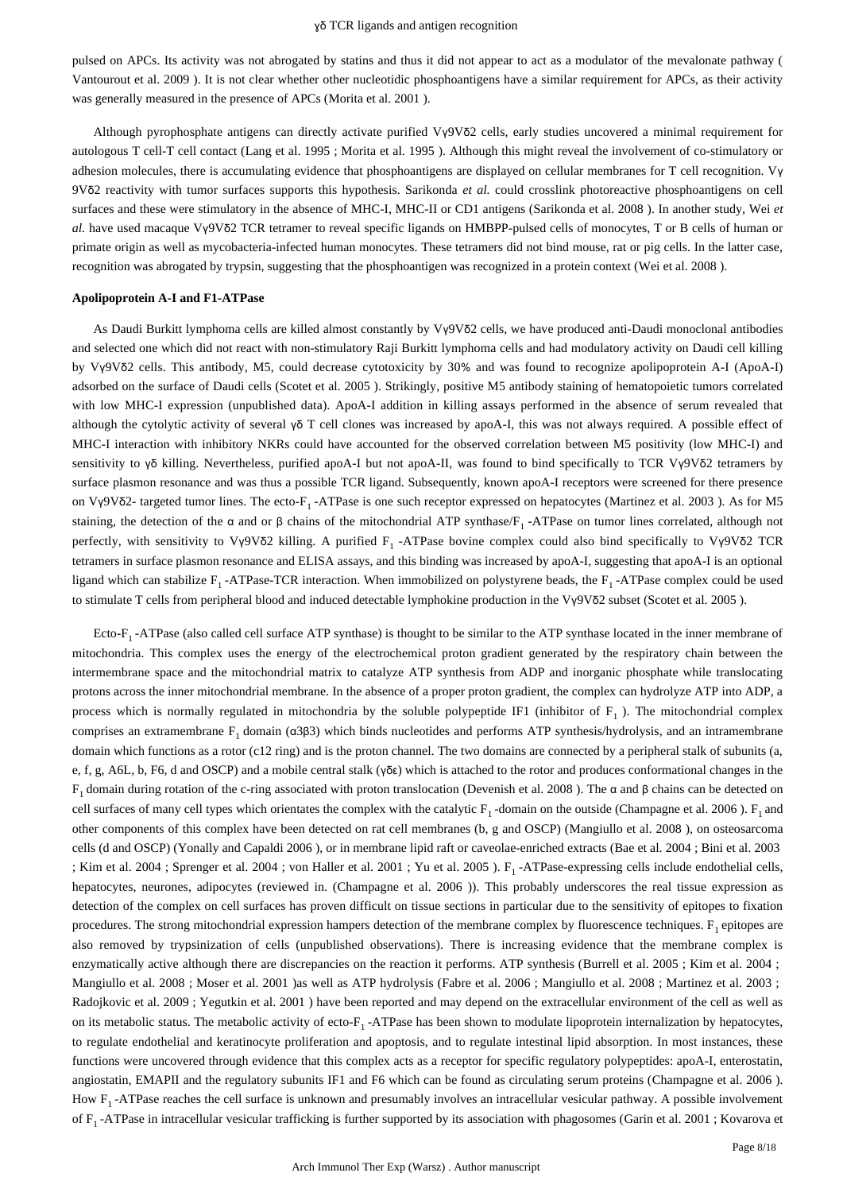pulsed on APCs. Its activity was not abrogated by statins and thus it did not appear to act as a modulator of the mevalonate pathway ( Vantourout et al. 2009 ). It is not clear whether other nucleotidic phosphoantigens have a similar requirement for APCs, as their activity was generally measured in the presence of APCs (Morita et al. 2001 ).

Although pyrophosphate antigens can directly activate purified Vγ9Vδ2 cells, early studies uncovered a minimal requirement for autologous T cell-T cell contact (Lang et al. 1995 ; Morita et al. 1995 ). Although this might reveal the involvement of co-stimulatory or adhesion molecules, there is accumulating evidence that phosphoantigens are displayed on cellular membranes for T cell recognition. Vγ 9Vδ2 reactivity with tumor surfaces supports this hypothesis. Sarikonda *et al.* could crosslink photoreactive phosphoantigens on cell surfaces and these were stimulatory in the absence of MHC-I, MHC-II or CD1 antigens (Sarikonda et al. 2008 ). In another study, Wei *et al.* have used macaque Vγ9Vδ2 TCR tetramer to reveal specific ligands on HMBPP-pulsed cells of monocytes, T or B cells of human or primate origin as well as mycobacteria-infected human monocytes. These tetramers did not bind mouse, rat or pig cells. In the latter case, recognition was abrogated by trypsin, suggesting that the phosphoantigen was recognized in a protein context (Wei et al. 2008 ).

**Apolipoprotein A-I and F1-ATPase**

As Daudi Burkitt lymphoma cells are killed almost constantly by Vγ9Vδ2 cells, we have produced anti-Daudi monoclonal antibodies and selected one which did not react with non-stimulatory Raji Burkitt lymphoma cells and had modulatory activity on Daudi cell killing by Vγ9Vδ2 cells. This antibody, M5, could decrease cytotoxicity by 30% and was found to recognize apolipoprotein A-I (ApoA-I) adsorbed on the surface of Daudi cells (Scotet et al. 2005 ). Strikingly, positive M5 antibody staining of hematopoietic tumors correlated with low MHC-I expression (unpublished data). ApoA-I addition in killing assays performed in the absence of serum revealed that although the cytolytic activity of several γδ T cell clones was increased by apoA-I, this was not always required. A possible effect of MHC-I interaction with inhibitory NKRs could have accounted for the observed correlation between M5 positivity (low MHC-I) and sensitivity to γδ killing. Nevertheless, purified apoA-I but not apoA-II, was found to bind specifically to TCR Vγ9Vδ2 tetramers by surface plasmon resonance and was thus a possible TCR ligand. Subsequently, known apoA-I receptors were screened for there presence on Vγ9Vδ2- targeted tumor lines. The ecto-$F_1$ -ATPase is one such receptor expressed on hepatocytes (Martinez et al. 2003 ). As for M5 staining, the detection of the α and or β chains of the mitochondrial ATP synthase/$F_1$ -ATPase on tumor lines correlated, although not perfectly, with sensitivity to Vγ9Vδ2 killing. A purified $F_1$ -ATPase bovine complex could also bind specifically to Vγ9Vδ2 TCR tetramers in surface plasmon resonance and ELISA assays, and this binding was increased by apoA-I, suggesting that apoA-I is an optional ligand which can stabilize $F_1$ -ATPase-TCR interaction. When immobilized on polystyrene beads, the $F_1$ -ATPase complex could be used to stimulate T cells from peripheral blood and induced detectable lymphokine production in the Vγ9Vδ2 subset (Scotet et al. 2005 ).

Ecto-$F_1$ -ATPase (also called cell surface ATP synthase) is thought to be similar to the ATP synthase located in the inner membrane of mitochondria. This complex uses the energy of the electrochemical proton gradient generated by the respiratory chain between the intermembrane space and the mitochondrial matrix to catalyze ATP synthesis from ADP and inorganic phosphate while translocating protons across the inner mitochondrial membrane. In the absence of a proper proton gradient, the complex can hydrolyze ATP into ADP, a process which is normally regulated in mitochondria by the soluble polypeptide IF1 (inhibitor of $F_1$ ). The mitochondrial complex comprises an extramembrane $F_1$ domain (α3β3) which binds nucleotides and performs ATP synthesis/hydrolysis, and an intramembrane domain which functions as a rotor (c12 ring) and is the proton channel. The two domains are connected by a peripheral stalk of subunits (a, e, f, g, A6L, b, F6, d and OSCP) and a mobile central stalk (γδε) which is attached to the rotor and produces conformational changes in the $F_1$ domain during rotation of the c-ring associated with proton translocation (Devenish et al. 2008 ). The α and β chains can be detected on cell surfaces of many cell types which orientates the complex with the catalytic $F_1$ -domain on the outside (Champagne et al. 2006 ). $F_1$ and other components of this complex have been detected on rat cell membranes (b, g and OSCP) (Mangiullo et al. 2008 ), on osteosarcoma cells (d and OSCP) (Yonally and Capaldi 2006 ), or in membrane lipid raft or caveolae-enriched extracts (Bae et al. 2004 ; Bini et al. 2003 ; Kim et al. 2004 ; Sprenger et al. 2004 ; von Haller et al. 2001 ; Yu et al. 2005 ). $F_1$ -ATPase-expressing cells include endothelial cells, hepatocytes, neurones, adipocytes (reviewed in. (Champagne et al. 2006 )). This probably underscores the real tissue expression as detection of the complex on cell surfaces has proven difficult on tissue sections in particular due to the sensitivity of epitopes to fixation procedures. The strong mitochondrial expression hampers detection of the membrane complex by fluorescence techniques. $F_1$ epitopes are also removed by trypsinization of cells (unpublished observations). There is increasing evidence that the membrane complex is enzymatically active although there are discrepancies on the reaction it performs. ATP synthesis (Burrell et al. 2005 ; Kim et al. 2004 ; Mangiullo et al. 2008 ; Moser et al. 2001 )as well as ATP hydrolysis (Fabre et al. 2006 ; Mangiullo et al. 2008 ; Martinez et al. 2003 ; Radojkovic et al. 2009 ; Yegutkin et al. 2001 ) have been reported and may depend on the extracellular environment of the cell as well as on its metabolic status. The metabolic activity of ecto-$F_1$ -ATPase has been shown to modulate lipoprotein internalization by hepatocytes, to regulate endothelial and keratinocyte proliferation and apoptosis, and to regulate intestinal lipid absorption. In most instances, these functions were uncovered through evidence that this complex acts as a receptor for specific regulatory polypeptides: apoA-I, enterostatin, angiostatin, EMAPII and the regulatory subunits IF1 and F6 which can be found as circulating serum proteins (Champagne et al. 2006 ). How $F_1$ -ATPase reaches the cell surface is unknown and presumably involves an intracellular vesicular pathway. A possible involvement of $F_1$ -ATPase in intracellular vesicular trafficking is further supported by its association with phagosomes (Garin et al. 2001 ; Kovarova et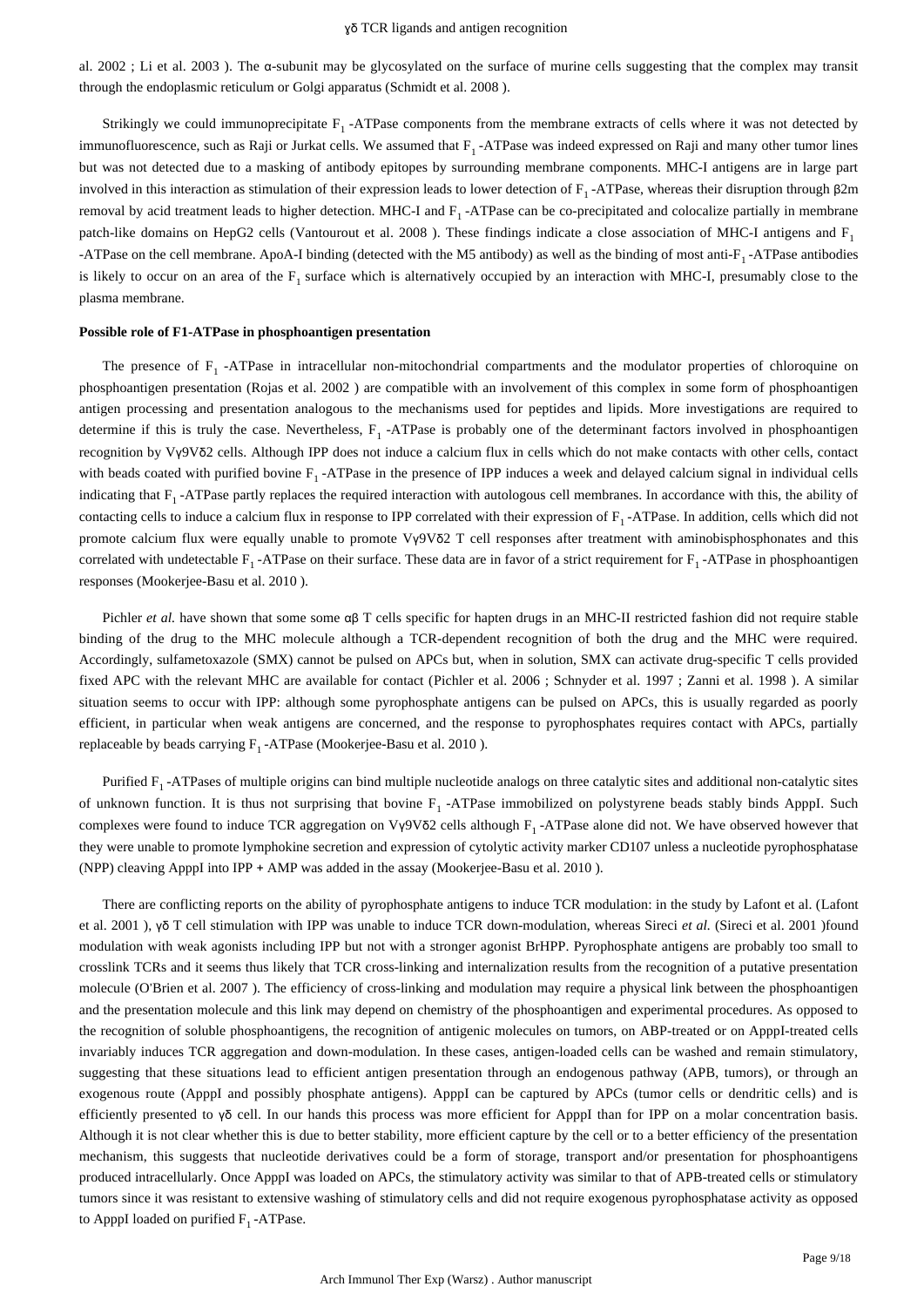al. 2002 ; Li et al. 2003 ). The α-subunit may be glycosylated on the surface of murine cells suggesting that the complex may transit through the endoplasmic reticulum or Golgi apparatus (Schmidt et al. 2008 ).

Strikingly we could immunoprecipitate $F_1$ -ATPase components from the membrane extracts of cells where it was not detected by immunofluorescence, such as Raji or Jurkat cells. We assumed that $F_1$ -ATPase was indeed expressed on Raji and many other tumor lines but was not detected due to a masking of antibody epitopes by surrounding membrane components. MHC-I antigens are in large part involved in this interaction as stimulation of their expression leads to lower detection of $F_1$ -ATPase, whereas their disruption through β2m removal by acid treatment leads to higher detection. MHC-I and $F_1$ -ATPase can be co-precipitated and colocalize partially in membrane patch-like domains on HepG2 cells (Vantourout et al. 2008 ). These findings indicate a close association of MHC-I antigens and $F_1$ -ATPase on the cell membrane. ApoA-I binding (detected with the M5 antibody) as well as the binding of most anti-$F_1$ -ATPase antibodies is likely to occur on an area of the $F_1$ surface which is alternatively occupied by an interaction with MHC-I, presumably close to the plasma membrane.

#### Possible role of F1-ATPase in phosphoantigen presentation

The presence of $F_1$ -ATPase in intracellular non-mitochondrial compartments and the modulator properties of chloroquine on phosphoantigen presentation (Rojas et al. 2002 ) are compatible with an involvement of this complex in some form of phosphoantigen antigen processing and presentation analogous to the mechanisms used for peptides and lipids. More investigations are required to determine if this is truly the case. Nevertheless, $F_1$ -ATPase is probably one of the determinant factors involved in phosphoantigen recognition by Vγ9Vδ2 cells. Although IPP does not induce a calcium flux in cells which do not make contacts with other cells, contact with beads coated with purified bovine $F_1$ -ATPase in the presence of IPP induces a week and delayed calcium signal in individual cells indicating that $F_1$ -ATPase partly replaces the required interaction with autologous cell membranes. In accordance with this, the ability of contacting cells to induce a calcium flux in response to IPP correlated with their expression of $F_1$ -ATPase. In addition, cells which did not promote calcium flux were equally unable to promote Vγ9Vδ2 T cell responses after treatment with aminobisphosphonates and this correlated with undetectable $F_1$ -ATPase on their surface. These data are in favor of a strict requirement for $F_1$ -ATPase in phosphoantigen responses (Mookerjee-Basu et al. 2010 ).

Pichler *et al.* have shown that some some αβ T cells specific for hapten drugs in an MHC-II restricted fashion did not require stable binding of the drug to the MHC molecule although a TCR-dependent recognition of both the drug and the MHC were required. Accordingly, sulfametoxazole (SMX) cannot be pulsed on APCs but, when in solution, SMX can activate drug-specific T cells provided fixed APC with the relevant MHC are available for contact (Pichler et al. 2006 ; Schnyder et al. 1997 ; Zanni et al. 1998 ). A similar situation seems to occur with IPP: although some pyrophosphate antigens can be pulsed on APCs, this is usually regarded as poorly efficient, in particular when weak antigens are concerned, and the response to pyrophosphates requires contact with APCs, partially replaceable by beads carrying $F_1$ -ATPase (Mookerjee-Basu et al. 2010 ).

Purified $F_1$ -ATPases of multiple origins can bind multiple nucleotide analogs on three catalytic sites and additional non-catalytic sites of unknown function. It is thus not surprising that bovine $F_1$ -ATPase immobilized on polystyrene beads stably binds ApppI. Such complexes were found to induce TCR aggregation on Vγ9Vδ2 cells although $F_1$ -ATPase alone did not. We have observed however that they were unable to promote lymphokine secretion and expression of cytolytic activity marker CD107 unless a nucleotide pyrophosphatase (NPP) cleaving ApppI into IPP + AMP was added in the assay (Mookerjee-Basu et al. 2010 ).

There are conflicting reports on the ability of pyrophosphate antigens to induce TCR modulation: in the study by Lafont et al. (Lafont et al. 2001 ), γδ T cell stimulation with IPP was unable to induce TCR down-modulation, whereas Sireci *et al.* (Sireci et al. 2001 )found modulation with weak agonists including IPP but not with a stronger agonist BrHPP. Pyrophosphate antigens are probably too small to crosslink TCRs and it seems thus likely that TCR cross-linking and internalization results from the recognition of a putative presentation molecule (O'Brien et al. 2007 ). The efficiency of cross-linking and modulation may require a physical link between the phosphoantigen and the presentation molecule and this link may depend on chemistry of the phosphoantigen and experimental procedures. As opposed to the recognition of soluble phosphoantigens, the recognition of antigenic molecules on tumors, on ABP-treated or on ApppI-treated cells invariably induces TCR aggregation and down-modulation. In these cases, antigen-loaded cells can be washed and remain stimulatory, suggesting that these situations lead to efficient antigen presentation through an endogenous pathway (APB, tumors), or through an exogenous route (ApppI and possibly phosphate antigens). ApppI can be captured by APCs (tumor cells or dendritic cells) and is efficiently presented to γδ cell. In our hands this process was more efficient for ApppI than for IPP on a molar concentration basis. Although it is not clear whether this is due to better stability, more efficient capture by the cell or to a better efficiency of the presentation mechanism, this suggests that nucleotide derivatives could be a form of storage, transport and/or presentation for phosphoantigens produced intracellularly. Once ApppI was loaded on APCs, the stimulatory activity was similar to that of APB-treated cells or stimulatory tumors since it was resistant to extensive washing of stimulatory cells and did not require exogenous pyrophosphatase activity as opposed to ApppI loaded on purified $F_1$ -ATPase.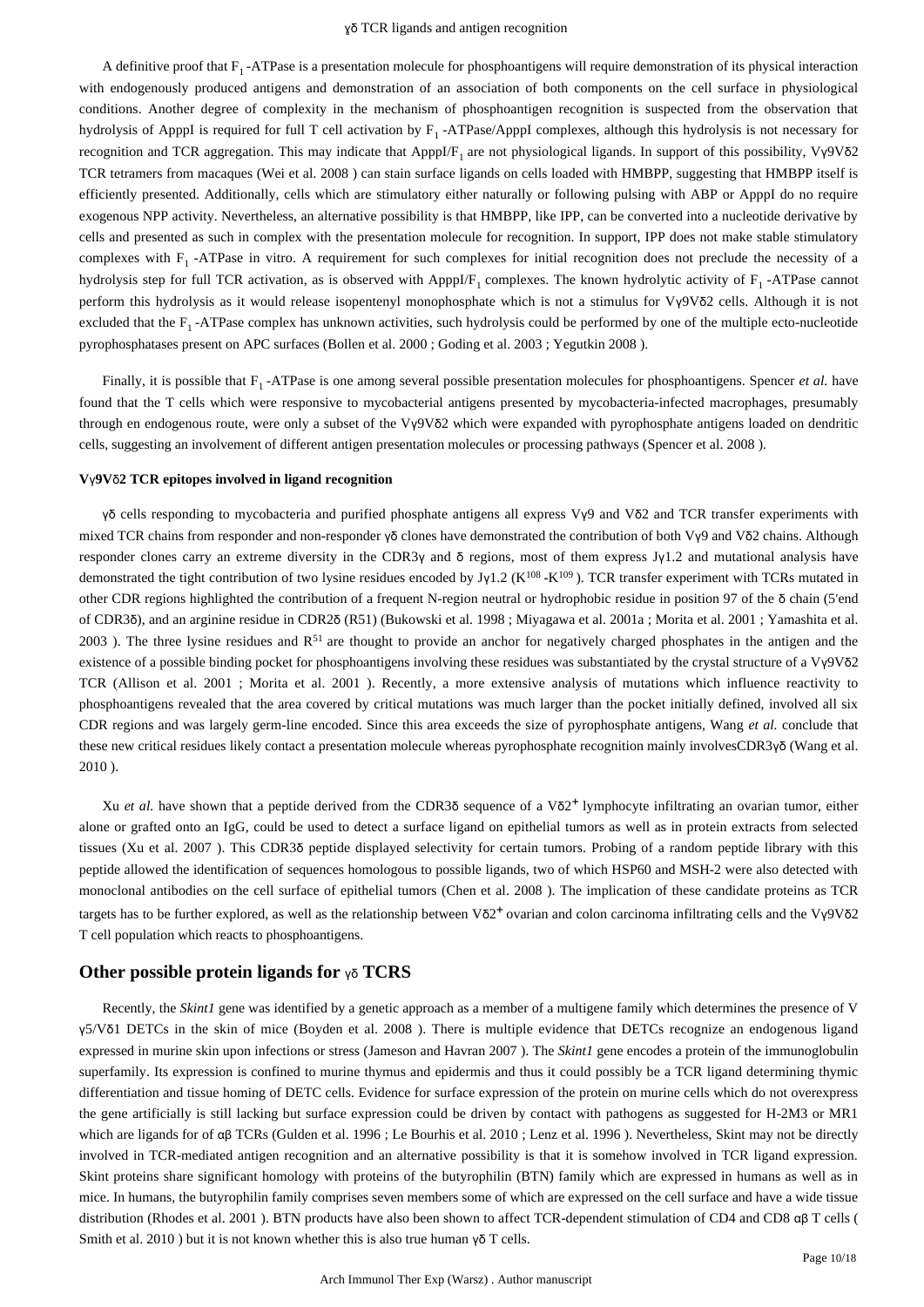A definitive proof that $F_1$ -ATPase is a presentation molecule for phosphoantigens will require demonstration of its physical interaction with endogenously produced antigens and demonstration of an association of both components on the cell surface in physiological conditions. Another degree of complexity in the mechanism of phosphoantigen recognition is suspected from the observation that hydrolysis of ApppI is required for full T cell activation by $F_1$ -ATPase/ApppI complexes, although this hydrolysis is not necessary for recognition and TCR aggregation. This may indicate that ApppI/$F_1$ are not physiological ligands. In support of this possibility, Vγ9Vδ2 TCR tetramers from macaques (Wei et al. 2008 ) can stain surface ligands on cells loaded with HMBPP, suggesting that HMBPP itself is efficiently presented. Additionally, cells which are stimulatory either naturally or following pulsing with ABP or ApppI do no require exogenous NPP activity. Nevertheless, an alternative possibility is that HMBPP, like IPP, can be converted into a nucleotide derivative by cells and presented as such in complex with the presentation molecule for recognition. In support, IPP does not make stable stimulatory complexes with $F_1$ -ATPase in vitro. A requirement for such complexes for initial recognition does not preclude the necessity of a hydrolysis step for full TCR activation, as is observed with ApppI/$F_1$ complexes. The known hydrolytic activity of $F_1$ -ATPase cannot perform this hydrolysis as it would release isopentenyl monophosphate which is not a stimulus for Vγ9Vδ2 cells. Although it is not excluded that the $F_1$ -ATPase complex has unknown activities, such hydrolysis could be performed by one of the multiple ecto-nucleotide pyrophosphatases present on APC surfaces (Bollen et al. 2000 ; Goding et al. 2003 ; Yegutkin 2008 ).

Finally, it is possible that $F_1$ -ATPase is one among several possible presentation molecules for phosphoantigens. Spencer *et al.* have found that the T cells which were responsive to mycobacterial antigens presented by mycobacteria-infected macrophages, presumably through en endogenous route, were only a subset of the Vγ9Vδ2 which were expanded with pyrophosphate antigens loaded on dendritic cells, suggesting an involvement of different antigen presentation molecules or processing pathways (Spencer et al. 2008 ).

#### Vγ9Vδ2 TCR epitopes involved in ligand recognition

γδ cells responding to mycobacteria and purified phosphate antigens all express Vγ9 and Vδ2 and TCR transfer experiments with mixed TCR chains from responder and non-responder γδ clones have demonstrated the contribution of both Vγ9 and Vδ2 chains. Although responder clones carry an extreme diversity in the CDR3γ and δ regions, most of them express Jγ1.2 and mutational analysis have demonstrated the tight contribution of two lysine residues encoded by Jγ1.2 ($K^{108}$ -$K^{109}$ ). TCR transfer experiment with TCRs mutated in other CDR regions highlighted the contribution of a frequent N-region neutral or hydrophobic residue in position 97 of the δ chain (5′end of CDR3δ), and an arginine residue in CDR2δ (R51) (Bukowski et al. 1998 ; Miyagawa et al. 2001a ; Morita et al. 2001 ; Yamashita et al. 2003 ). The three lysine residues and $R^{51}$ are thought to provide an anchor for negatively charged phosphates in the antigen and the existence of a possible binding pocket for phosphoantigens involving these residues was substantiated by the crystal structure of a Vγ9Vδ2 TCR (Allison et al. 2001 ; Morita et al. 2001 ). Recently, a more extensive analysis of mutations which influence reactivity to phosphoantigens revealed that the area covered by critical mutations was much larger than the pocket initially defined, involved all six CDR regions and was largely germ-line encoded. Since this area exceeds the size of pyrophosphate antigens, Wang *et al.* conclude that these new critical residues likely contact a presentation molecule whereas pyrophosphate recognition mainly involvesCDR3γδ (Wang et al. 2010 ).

Xu *et al.* have shown that a peptide derived from the CDR3δ sequence of a Vδ2⁺ lymphocyte infiltrating an ovarian tumor, either alone or grafted onto an IgG, could be used to detect a surface ligand on epithelial tumors as well as in protein extracts from selected tissues (Xu et al. 2007 ). This CDR3δ peptide displayed selectivity for certain tumors. Probing of a random peptide library with this peptide allowed the identification of sequences homologous to possible ligands, two of which HSP60 and MSH-2 were also detected with monoclonal antibodies on the cell surface of epithelial tumors (Chen et al. 2008 ). The implication of these candidate proteins as TCR targets has to be further explored, as well as the relationship between Vδ2⁺ ovarian and colon carcinoma infiltrating cells and the Vγ9Vδ2 T cell population which reacts to phosphoantigens.

## Other possible protein ligands for γδ TCRS

Recently, the *Skint1* gene was identified by a genetic approach as a member of a multigene family which determines the presence of V γ5/Vδ1 DETCs in the skin of mice (Boyden et al. 2008 ). There is multiple evidence that DETCs recognize an endogenous ligand expressed in murine skin upon infections or stress (Jameson and Havran 2007 ). The *Skint1* gene encodes a protein of the immunoglobulin superfamily. Its expression is confined to murine thymus and epidermis and thus it could possibly be a TCR ligand determining thymic differentiation and tissue homing of DETC cells. Evidence for surface expression of the protein on murine cells which do not overexpress the gene artificially is still lacking but surface expression could be driven by contact with pathogens as suggested for H-2M3 or MR1 which are ligands for of αβ TCRs (Gulden et al. 1996 ; Le Bourhis et al. 2010 ; Lenz et al. 1996 ). Nevertheless, Skint may not be directly involved in TCR-mediated antigen recognition and an alternative possibility is that it is somehow involved in TCR ligand expression. Skint proteins share significant homology with proteins of the butyrophilin (BTN) family which are expressed in humans as well as in mice. In humans, the butyrophilin family comprises seven members some of which are expressed on the cell surface and have a wide tissue distribution (Rhodes et al. 2001 ). BTN products have also been shown to affect TCR-dependent stimulation of CD4 and CD8 αβ T cells ( Smith et al. 2010 ) but it is not known whether this is also true human γδ T cells.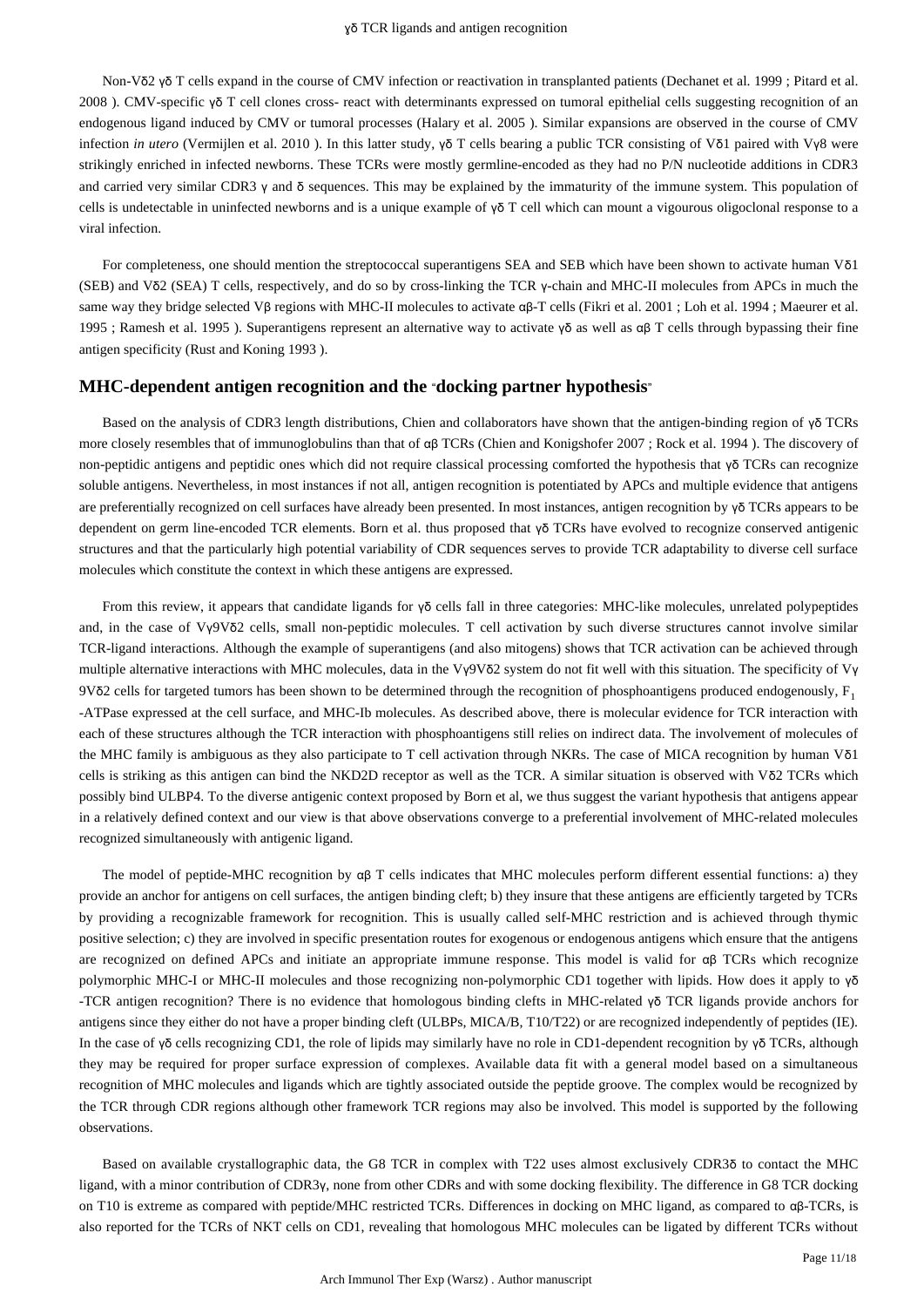Non-Vδ2 γδ T cells expand in the course of CMV infection or reactivation in transplanted patients (Dechanet et al. 1999 ; Pitard et al. 2008 ). CMV-specific γδ T cell clones cross- react with determinants expressed on tumoral epithelial cells suggesting recognition of an endogenous ligand induced by CMV or tumoral processes (Halary et al. 2005 ). Similar expansions are observed in the course of CMV infection *in utero* (Vermijlen et al. 2010 ). In this latter study, γδ T cells bearing a public TCR consisting of Vδ1 paired with Vγ8 were strikingly enriched in infected newborns. These TCRs were mostly germline-encoded as they had no P/N nucleotide additions in CDR3 and carried very similar CDR3 γ and δ sequences. This may be explained by the immaturity of the immune system. This population of cells is undetectable in uninfected newborns and is a unique example of γδ T cell which can mount a vigourous oligoclonal response to a viral infection.

For completeness, one should mention the streptococcal superantigens SEA and SEB which have been shown to activate human Vδ1 (SEB) and Vδ2 (SEA) T cells, respectively, and do so by cross-linking the TCR γ-chain and MHC-II molecules from APCs in much the same way they bridge selected Vβ regions with MHC-II molecules to activate αβ-T cells (Fikri et al. 2001 ; Loh et al. 1994 ; Maeurer et al. 1995 ; Ramesh et al. 1995 ). Superantigens represent an alternative way to activate γδ as well as αβ T cells through bypassing their fine antigen specificity (Rust and Koning 1993 ).

## MHC-dependent antigen recognition and the "docking partner hypothesis"

Based on the analysis of CDR3 length distributions, Chien and collaborators have shown that the antigen-binding region of γδ TCRs more closely resembles that of immunoglobulins than that of αβ TCRs (Chien and Konigshofer 2007 ; Rock et al. 1994 ). The discovery of non-peptidic antigens and peptidic ones which did not require classical processing comforted the hypothesis that γδ TCRs can recognize soluble antigens. Nevertheless, in most instances if not all, antigen recognition is potentiated by APCs and multiple evidence that antigens are preferentially recognized on cell surfaces have already been presented. In most instances, antigen recognition by γδ TCRs appears to be dependent on germ line-encoded TCR elements. Born et al. thus proposed that γδ TCRs have evolved to recognize conserved antigenic structures and that the particularly high potential variability of CDR sequences serves to provide TCR adaptability to diverse cell surface molecules which constitute the context in which these antigens are expressed.

From this review, it appears that candidate ligands for γδ cells fall in three categories: MHC-like molecules, unrelated polypeptides and, in the case of Vγ9Vδ2 cells, small non-peptidic molecules. T cell activation by such diverse structures cannot involve similar TCR-ligand interactions. Although the example of superantigens (and also mitogens) shows that TCR activation can be achieved through multiple alternative interactions with MHC molecules, data in the Vγ9Vδ2 system do not fit well with this situation. The specificity of Vγ 9Vδ2 cells for targeted tumors has been shown to be determined through the recognition of phosphoantigens produced endogenously, $F_1$ -ATPase expressed at the cell surface, and MHC-Ib molecules. As described above, there is molecular evidence for TCR interaction with each of these structures although the TCR interaction with phosphoantigens still relies on indirect data. The involvement of molecules of the MHC family is ambiguous as they also participate to T cell activation through NKRs. The case of MICA recognition by human Vδ1 cells is striking as this antigen can bind the NKD2D receptor as well as the TCR. A similar situation is observed with Vδ2 TCRs which possibly bind ULBP4. To the diverse antigenic context proposed by Born et al, we thus suggest the variant hypothesis that antigens appear in a relatively defined context and our view is that above observations converge to a preferential involvement of MHC-related molecules recognized simultaneously with antigenic ligand.

The model of peptide-MHC recognition by αβ T cells indicates that MHC molecules perform different essential functions: a) they provide an anchor for antigens on cell surfaces, the antigen binding cleft; b) they insure that these antigens are efficiently targeted by TCRs by providing a recognizable framework for recognition. This is usually called self-MHC restriction and is achieved through thymic positive selection; c) they are involved in specific presentation routes for exogenous or endogenous antigens which ensure that the antigens are recognized on defined APCs and initiate an appropriate immune response. This model is valid for αβ TCRs which recognize polymorphic MHC-I or MHC-II molecules and those recognizing non-polymorphic CD1 together with lipids. How does it apply to γδ -TCR antigen recognition? There is no evidence that homologous binding clefts in MHC-related γδ TCR ligands provide anchors for antigens since they either do not have a proper binding cleft (ULBPs, MICA/B, T10/T22) or are recognized independently of peptides (IE). In the case of γδ cells recognizing CD1, the role of lipids may similarly have no role in CD1-dependent recognition by γδ TCRs, although they may be required for proper surface expression of complexes. Available data fit with a general model based on a simultaneous recognition of MHC molecules and ligands which are tightly associated outside the peptide groove. The complex would be recognized by the TCR through CDR regions although other framework TCR regions may also be involved. This model is supported by the following observations.

Based on available crystallographic data, the G8 TCR in complex with T22 uses almost exclusively CDR3δ to contact the MHC ligand, with a minor contribution of CDR3γ, none from other CDRs and with some docking flexibility. The difference in G8 TCR docking on T10 is extreme as compared with peptide/MHC restricted TCRs. Differences in docking on MHC ligand, as compared to αβ-TCRs, is also reported for the TCRs of NKT cells on CD1, revealing that homologous MHC molecules can be ligated by different TCRs without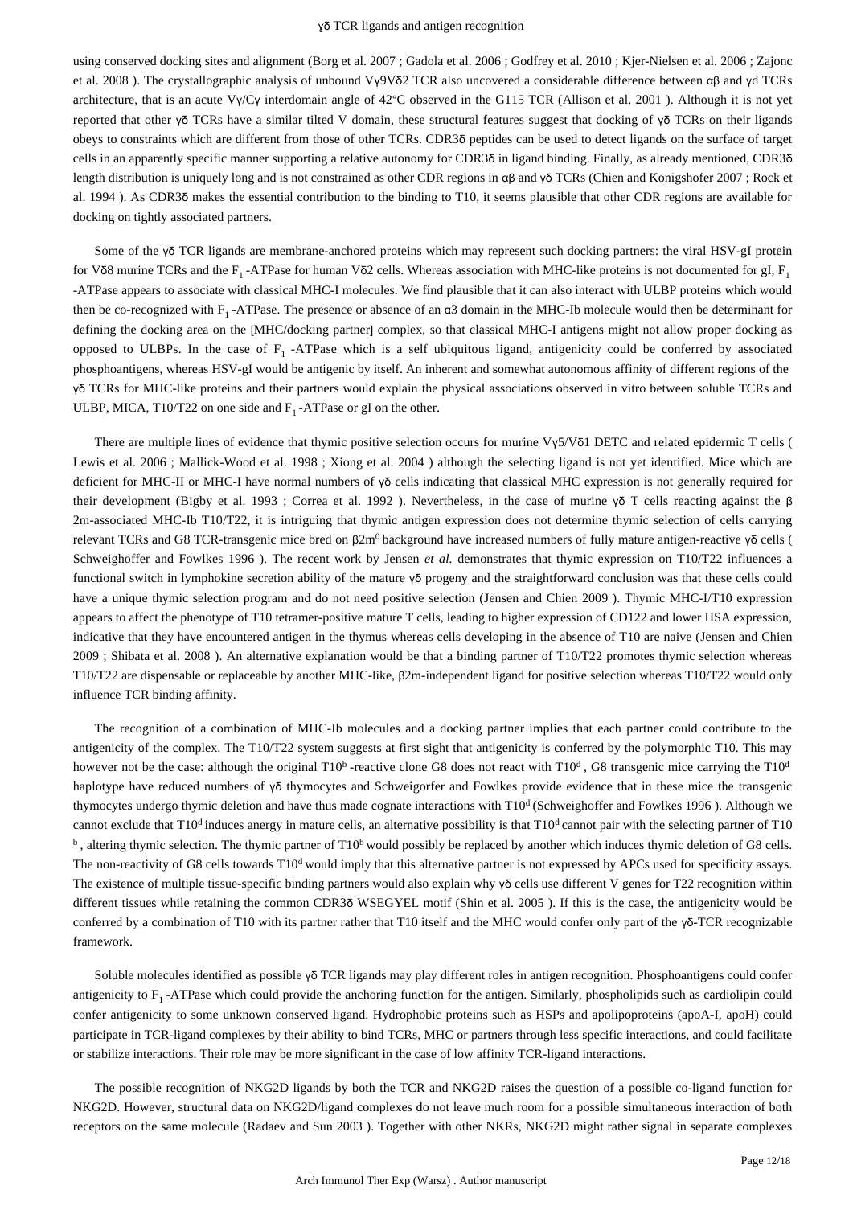using conserved docking sites and alignment (Borg et al. 2007 ; Gadola et al. 2006 ; Godfrey et al. 2010 ; Kjer-Nielsen et al. 2006 ; Zajonc et al. 2008 ). The crystallographic analysis of unbound Vγ9Vδ2 TCR also uncovered a considerable difference between αβ and γd TCRs architecture, that is an acute Vγ/Cγ interdomain angle of 42°C observed in the G115 TCR (Allison et al. 2001 ). Although it is not yet reported that other γδ TCRs have a similar tilted V domain, these structural features suggest that docking of γδ TCRs on their ligands obeys to constraints which are different from those of other TCRs. CDR3δ peptides can be used to detect ligands on the surface of target cells in an apparently specific manner supporting a relative autonomy for CDR3δ in ligand binding. Finally, as already mentioned, CDR3δ length distribution is uniquely long and is not constrained as other CDR regions in αβ and γδ TCRs (Chien and Konigshofer 2007 ; Rock et al. 1994 ). As CDR3δ makes the essential contribution to the binding to T10, it seems plausible that other CDR regions are available for docking on tightly associated partners.

Some of the γδ TCR ligands are membrane-anchored proteins which may represent such docking partners: the viral HSV-gI protein for Vδ8 murine TCRs and the $F_1$ -ATPase for human Vδ2 cells. Whereas association with MHC-like proteins is not documented for gI, $F_1$ -ATPase appears to associate with classical MHC-I molecules. We find plausible that it can also interact with ULBP proteins which would then be co-recognized with $F_1$ -ATPase. The presence or absence of an α3 domain in the MHC-Ib molecule would then be determinant for defining the docking area on the [MHC/docking partner] complex, so that classical MHC-I antigens might not allow proper docking as opposed to ULBPs. In the case of $F_1$ -ATPase which is a self ubiquitous ligand, antigenicity could be conferred by associated phosphoantigens, whereas HSV-gI would be antigenic by itself. An inherent and somewhat autonomous affinity of different regions of the γδ TCRs for MHC-like proteins and their partners would explain the physical associations observed in vitro between soluble TCRs and ULBP, MICA, T10/T22 on one side and $F_1$ -ATPase or gI on the other.

There are multiple lines of evidence that thymic positive selection occurs for murine Vγ5/Vδ1 DETC and related epidermic T cells ( Lewis et al. 2006 ; Mallick-Wood et al. 1998 ; Xiong et al. 2004 ) although the selecting ligand is not yet identified. Mice which are deficient for MHC-II or MHC-I have normal numbers of γδ cells indicating that classical MHC expression is not generally required for their development (Bigby et al. 1993 ; Correa et al. 1992 ). Nevertheless, in the case of murine γδ T cells reacting against the β 2m-associated MHC-Ib T10/T22, it is intriguing that thymic antigen expression does not determine thymic selection of cells carrying relevant TCRs and G8 TCR-transgenic mice bred on $\beta 2m^0$ background have increased numbers of fully mature antigen-reactive γδ cells ( Schweighoffer and Fowlkes 1996 ). The recent work by Jensen *et al.* demonstrates that thymic expression on T10/T22 influences a functional switch in lymphokine secretion ability of the mature γδ progeny and the straightforward conclusion was that these cells could have a unique thymic selection program and do not need positive selection (Jensen and Chien 2009 ). Thymic MHC-I/T10 expression appears to affect the phenotype of T10 tetramer-positive mature T cells, leading to higher expression of CD122 and lower HSA expression, indicative that they have encountered antigen in the thymus whereas cells developing in the absence of T10 are naive (Jensen and Chien 2009 ; Shibata et al. 2008 ). An alternative explanation would be that a binding partner of T10/T22 promotes thymic selection whereas T10/T22 are dispensable or replaceable by another MHC-like, β2m-independent ligand for positive selection whereas T10/T22 would only influence TCR binding affinity.

The recognition of a combination of MHC-Ib molecules and a docking partner implies that each partner could contribute to the antigenicity of the complex. The T10/T22 system suggests at first sight that antigenicity is conferred by the polymorphic T10. This may however not be the case: although the original $T10^b$ -reactive clone G8 does not react with $T10^d$ , G8 transgenic mice carrying the $T10^d$ haplotype have reduced numbers of γδ thymocytes and Schweigorfer and Fowlkes provide evidence that in these mice the transgenic thymocytes undergo thymic deletion and have thus made cognate interactions with $T10^d$ (Schweighoffer and Fowlkes 1996 ). Although we cannot exclude that $T10^d$ induces anergy in mature cells, an alternative possibility is that $T10^d$ cannot pair with the selecting partner of $T10^b$ , altering thymic selection. The thymic partner of $T10^b$ would possibly be replaced by another which induces thymic deletion of G8 cells. The non-reactivity of G8 cells towards $T10^d$ would imply that this alternative partner is not expressed by APCs used for specificity assays. The existence of multiple tissue-specific binding partners would also explain why γδ cells use different V genes for T22 recognition within different tissues while retaining the common CDR3δ WSEGYEL motif (Shin et al. 2005 ). If this is the case, the antigenicity would be conferred by a combination of T10 with its partner rather that T10 itself and the MHC would confer only part of the γδ-TCR recognizable framework.

Soluble molecules identified as possible γδ TCR ligands may play different roles in antigen recognition. Phosphoantigens could confer antigenicity to $F_1$ -ATPase which could provide the anchoring function for the antigen. Similarly, phospholipids such as cardiolipin could confer antigenicity to some unknown conserved ligand. Hydrophobic proteins such as HSPs and apolipoproteins (apoA-I, apoH) could participate in TCR-ligand complexes by their ability to bind TCRs, MHC or partners through less specific interactions, and could facilitate or stabilize interactions. Their role may be more significant in the case of low affinity TCR-ligand interactions.

The possible recognition of NKG2D ligands by both the TCR and NKG2D raises the question of a possible co-ligand function for NKG2D. However, structural data on NKG2D/ligand complexes do not leave much room for a possible simultaneous interaction of both receptors on the same molecule (Radaev and Sun 2003 ). Together with other NKRs, NKG2D might rather signal in separate complexes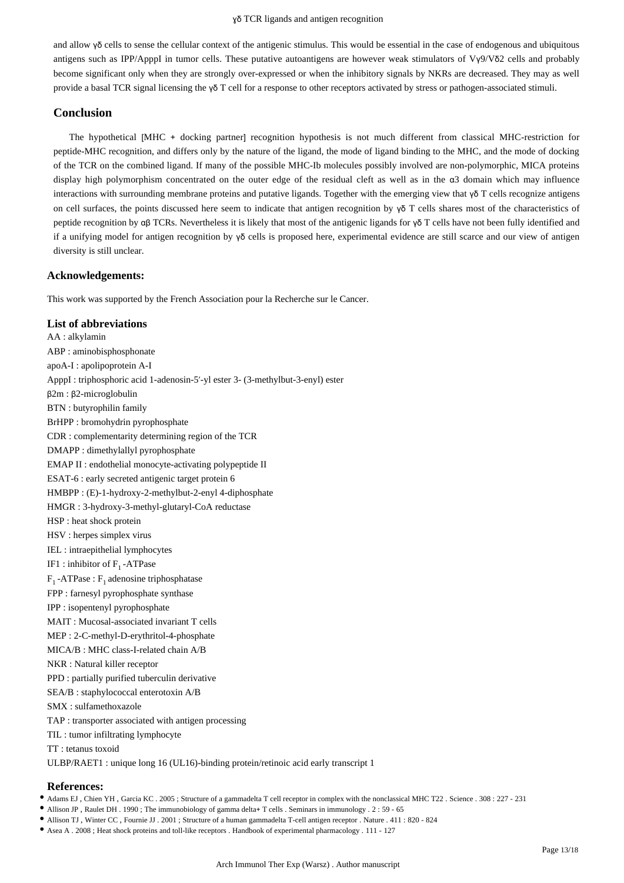and allow γδ cells to sense the cellular context of the antigenic stimulus. This would be essential in the case of endogenous and ubiquitous antigens such as IPP/ApppI in tumor cells. These putative autoantigens are however weak stimulators of Vγ9/Vδ2 cells and probably become significant only when they are strongly over-expressed or when the inhibitory signals by NKRs are decreased. They may as well provide a basal TCR signal licensing the γδ T cell for a response to other receptors activated by stress or pathogen-associated stimuli.

## Conclusion

The hypothetical [MHC + docking partner] recognition hypothesis is not much different from classical MHC-restriction for peptide-MHC recognition, and differs only by the nature of the ligand, the mode of ligand binding to the MHC, and the mode of docking of the TCR on the combined ligand. If many of the possible MHC-Ib molecules possibly involved are non-polymorphic, MICA proteins display high polymorphism concentrated on the outer edge of the residual cleft as well as in the α3 domain which may influence interactions with surrounding membrane proteins and putative ligands. Together with the emerging view that γδ T cells recognize antigens on cell surfaces, the points discussed here seem to indicate that antigen recognition by γδ T cells shares most of the characteristics of peptide recognition by αβ TCRs. Nevertheless it is likely that most of the antigenic ligands for γδ T cells have not been fully identified and if a unifying model for antigen recognition by γδ cells is proposed here, experimental evidence are still scarce and our view of antigen diversity is still unclear.

### Acknowledgements:

This work was supported by the French Association pour la Recherche sur le Cancer.

### List of abbreviations

AA : alkylamin
ABP : aminobisphosphonate
apoA-I : apolipoprotein A-I
ApppI : triphosphoric acid 1-adenosin-5′-yl ester 3- (3-methylbut-3-enyl) ester
β2m : β2-microglobulin
BTN : butyrophilin family
BrHPP : bromohydrin pyrophosphate
CDR : complementarity determining region of the TCR
DMAPP : dimethylallyl pyrophosphate
EMAP II : endothelial monocyte-activating polypeptide II
ESAT-6 : early secreted antigenic target protein 6
HMBPP : (E)-1-hydroxy-2-methylbut-2-enyl 4-diphosphate
HMGR : 3-hydroxy-3-methyl-glutaryl-CoA reductase
HSP : heat shock protein
HSV : herpes simplex virus
IEL : intraepithelial lymphocytes
IF1 : inhibitor of $F_1$ -ATPase
$F_1$ -ATPase : $F_1$ adenosine triphosphatase
FPP : farnesyl pyrophosphate synthase
IPP : isopentenyl pyrophosphate
MAIT : Mucosal-associated invariant T cells
MEP : 2-C-methyl-D-erythritol-4-phosphate
MICA/B : MHC class-I-related chain A/B
NKR : Natural killer receptor
PPD : partially purified tuberculin derivative
SEA/B : staphylococcal enterotoxin A/B
SMX : sulfamethoxazole
TAP : transporter associated with antigen processing
TIL : tumor infiltrating lymphocyte
TT : tetanus toxoid
ULBP/RAET1 : unique long 16 (UL16)-binding protein/retinoic acid early transcript 1

### References:

- Adams EJ , Chien YH , Garcia KC . 2005 ; Structure of a gammadelta T cell receptor in complex with the nonclassical MHC T22 . Science . 308 : 227 - 231
- Allison JP , Raulet DH . 1990 ; The immunobiology of gamma delta+ T cells . Seminars in immunology . 2 : 59 - 65
- Allison TJ , Winter CC , Fournie JJ . 2001 ; Structure of a human gammadelta T-cell antigen receptor . Nature . 411 : 820 - 824
- Asea A . 2008 ; Heat shock proteins and toll-like receptors . Handbook of experimental pharmacology . 111 - 127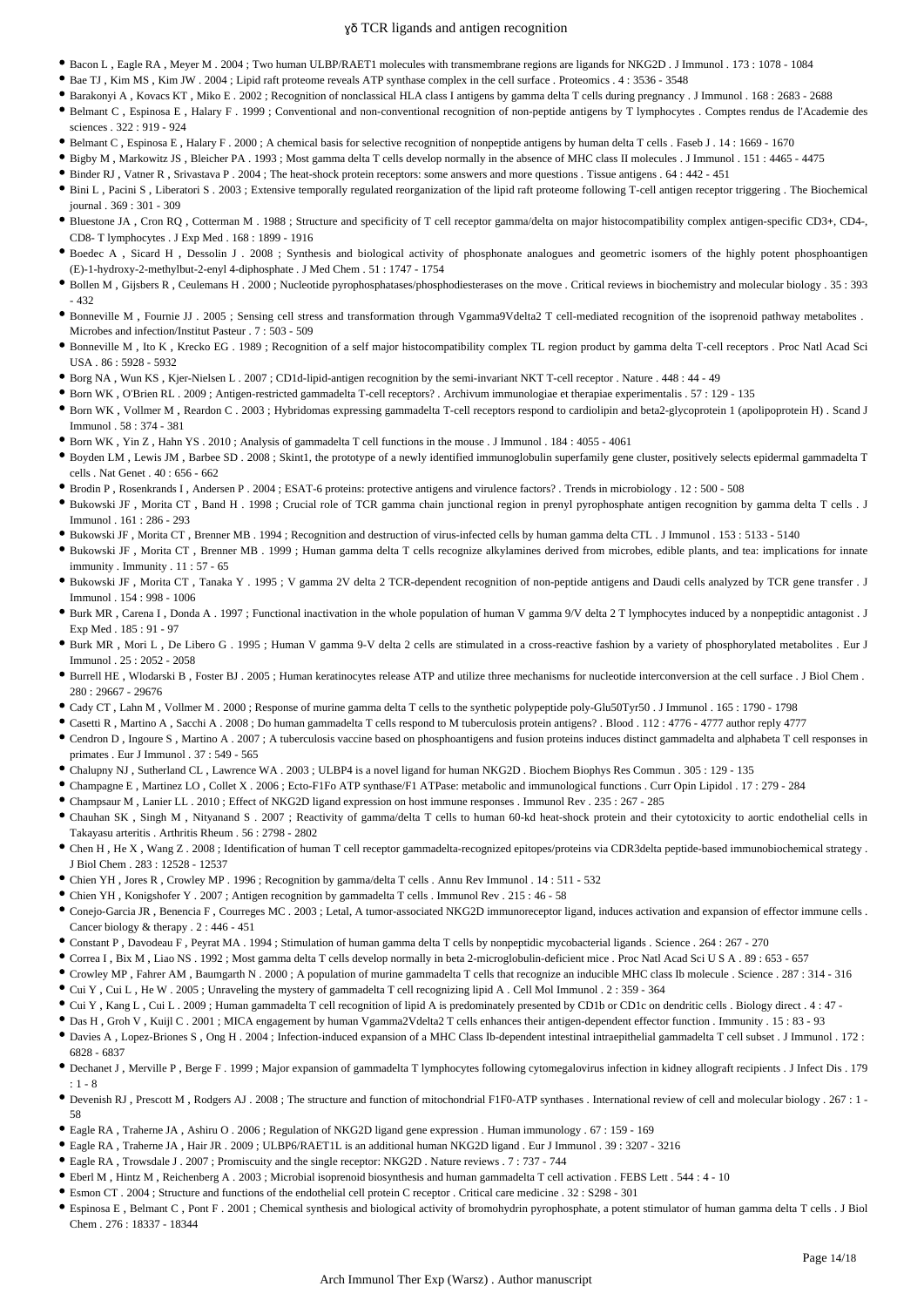- Bacon L , Eagle RA , Meyer M . 2004 ; Two human ULBP/RAET1 molecules with transmembrane regions are ligands for NKG2D . J Immunol . 173 : 1078 - 1084
- Bae TJ , Kim MS , Kim JW . 2004 ; Lipid raft proteome reveals ATP synthase complex in the cell surface . Proteomics . 4 : 3536 - 3548
- Barakonyi A , Kovacs KT , Miko E . 2002 ; Recognition of nonclassical HLA class I antigens by gamma delta T cells during pregnancy . J Immunol . 168 : 2683 - 2688
- Belmant C , Espinosa E , Halary F . 1999 ; Conventional and non-conventional recognition of non-peptide antigens by T lymphocytes . Comptes rendus de l'Academie des sciences . 322 : 919 - 924
- Belmant C , Espinosa E , Halary F . 2000 ; A chemical basis for selective recognition of nonpeptide antigens by human delta T cells . Faseb J . 14 : 1669 - 1670
- Bigby M , Markowitz JS , Bleicher PA . 1993 ; Most gamma delta T cells develop normally in the absence of MHC class II molecules . J Immunol . 151 : 4465 - 4475
- Binder RJ , Vatner R , Srivastava P . 2004 ; The heat-shock protein receptors: some answers and more questions . Tissue antigens . 64 : 442 - 451
- Bini L , Pacini S , Liberatori S . 2003 ; Extensive temporally regulated reorganization of the lipid raft proteome following T-cell antigen receptor triggering . The Biochemical journal . 369 : 301 - 309
- Bluestone JA , Cron RQ , Cotterman M . 1988 ; Structure and specificity of T cell receptor gamma/delta on major histocompatibility complex antigen-specific CD3+, CD4-, CD8- T lymphocytes . J Exp Med . 168 : 1899 - 1916
- Boedec A , Sicard H , Dessolin J . 2008 ; Synthesis and biological activity of phosphonate analogues and geometric isomers of the highly potent phosphoantigen (E)-1-hydroxy-2-methylbut-2-enyl 4-diphosphate . J Med Chem . 51 : 1747 - 1754
- Bollen M , Gijsbers R , Ceulemans H . 2000 ; Nucleotide pyrophosphatases/phosphodiesterases on the move . Critical reviews in biochemistry and molecular biology . 35 : 393 - 432
- Bonneville M , Fournie JJ . 2005 ; Sensing cell stress and transformation through Vgamma9Vdelta2 T cell-mediated recognition of the isoprenoid pathway metabolites . Microbes and infection/Institut Pasteur . 7 : 503 - 509
- Bonneville M , Ito K , Krecko EG . 1989 ; Recognition of a self major histocompatibility complex TL region product by gamma delta T-cell receptors . Proc Natl Acad Sci USA . 86 : 5928 - 5932
- Borg NA , Wun KS , Kjer-Nielsen L . 2007 ; CD1d-lipid-antigen recognition by the semi-invariant NKT T-cell receptor . Nature . 448 : 44 - 49
- Born WK , O'Brien RL . 2009 ; Antigen-restricted gammadelta T-cell receptors? . Archivum immunologiae et therapiae experimentalis . 57 : 129 - 135
- Born WK , Vollmer M , Reardon C . 2003 ; Hybridomas expressing gammadelta T-cell receptors respond to cardiolipin and beta2-glycoprotein 1 (apolipoprotein H) . Scand J Immunol . 58 : 374 - 381
- Born WK , Yin Z , Hahn YS . 2010 ; Analysis of gammadelta T cell functions in the mouse . J Immunol . 184 : 4055 - 4061
- Boyden LM , Lewis JM , Barbee SD . 2008 ; Skint1, the prototype of a newly identified immunoglobulin superfamily gene cluster, positively selects epidermal gammadelta T cells . Nat Genet . 40 : 656 - 662
- Brodin P , Rosenkrands I , Andersen P . 2004 ; ESAT-6 proteins: protective antigens and virulence factors? . Trends in microbiology . 12 : 500 - 508
- Bukowski JF , Morita CT , Band H . 1998 ; Crucial role of TCR gamma chain junctional region in prenyl pyrophosphate antigen recognition by gamma delta T cells . J Immunol . 161 : 286 - 293
- Bukowski JF , Morita CT , Brenner MB . 1994 ; Recognition and destruction of virus-infected cells by human gamma delta CTL . J Immunol . 153 : 5133 - 5140
- Bukowski JF , Morita CT , Brenner MB . 1999 ; Human gamma delta T cells recognize alkylamines derived from microbes, edible plants, and tea: implications for innate immunity . Immunity . 11 : 57 - 65
- Bukowski JF , Morita CT , Tanaka Y . 1995 ; V gamma 2V delta 2 TCR-dependent recognition of non-peptide antigens and Daudi cells analyzed by TCR gene transfer . J Immunol . 154 : 998 - 1006
- Burk MR , Carena I , Donda A . 1997 ; Functional inactivation in the whole population of human V gamma 9/V delta 2 T lymphocytes induced by a nonpeptidic antagonist . J Exp Med . 185 : 91 - 97
- Burk MR , Mori L , De Libero G . 1995 ; Human V gamma 9-V delta 2 cells are stimulated in a cross-reactive fashion by a variety of phosphorylated metabolites . Eur J Immunol . 25 : 2052 - 2058
- Burrell HE , Wlodarski B , Foster BJ . 2005 ; Human keratinocytes release ATP and utilize three mechanisms for nucleotide interconversion at the cell surface . J Biol Chem . 280 : 29667 - 29676
- Cady CT , Lahn M , Vollmer M . 2000 ; Response of murine gamma delta T cells to the synthetic polypeptide poly-Glu50Tyr50 . J Immunol . 165 : 1790 - 1798
- Casetti R , Martino A , Sacchi A . 2008 ; Do human gammadelta T cells respond to M tuberculosis protein antigens? . Blood . 112 : 4776 - 4777 author reply 4777
- Cendron D , Ingoure S , Martino A . 2007 ; A tuberculosis vaccine based on phosphoantigens and fusion proteins induces distinct gammadelta and alphabeta T cell responses in primates . Eur J Immunol . 37 : 549 - 565
- Chalupny NJ , Sutherland CL , Lawrence WA . 2003 ; ULBP4 is a novel ligand for human NKG2D . Biochem Biophys Res Commun . 305 : 129 - 135
- Champagne E , Martinez LO , Collet X . 2006 ; Ecto-F1Fo ATP synthase/F1 ATPase: metabolic and immunological functions . Curr Opin Lipidol . 17 : 279 - 284
- Champsaur M , Lanier LL . 2010 ; Effect of NKG2D ligand expression on host immune responses . Immunol Rev . 235 : 267 - 285
- Chauhan SK , Singh M , Nityanand S . 2007 ; Reactivity of gamma/delta T cells to human 60-kd heat-shock protein and their cytotoxicity to aortic endothelial cells in Takayasu arteritis . Arthritis Rheum . 56 : 2798 - 2802
- Chen H , He X , Wang Z . 2008 ; Identification of human T cell receptor gammadelta-recognized epitopes/proteins via CDR3delta peptide-based immunobiochemical strategy . J Biol Chem . 283 : 12528 - 12537
- Chien YH , Jores R , Crowley MP . 1996 ; Recognition by gamma/delta T cells . Annu Rev Immunol . 14 : 511 - 532
- Chien YH , Konigshofer Y . 2007 ; Antigen recognition by gammadelta T cells . Immunol Rev . 215 : 46 - 58
- Conejo-Garcia JR , Benencia F , Courreges MC . 2003 ; Letal, A tumor-associated NKG2D immunoreceptor ligand, induces activation and expansion of effector immune cells . Cancer biology & therapy . 2 : 446 - 451
- Constant P , Davodeau F , Peyrat MA . 1994 ; Stimulation of human gamma delta T cells by nonpeptidic mycobacterial ligands . Science . 264 : 267 - 270
- Correa I , Bix M , Liao NS . 1992 ; Most gamma delta T cells develop normally in beta 2-microglobulin-deficient mice . Proc Natl Acad Sci U S A . 89 : 653 - 657
- Crowley MP , Fahrer AM , Baumgarth N . 2000 ; A population of murine gammadelta T cells that recognize an inducible MHC class Ib molecule . Science . 287 : 314 - 316
- Cui Y , Cui L , He W . 2005 ; Unraveling the mystery of gammadelta T cell recognizing lipid A . Cell Mol Immunol . 2 : 359 - 364
- Cui Y , Kang L , Cui L . 2009 ; Human gammadelta T cell recognition of lipid A is predominately presented by CD1b or CD1c on dendritic cells . Biology direct . 4 : 47 -
- Das H , Groh V , Kuijl C . 2001 ; MICA engagement by human Vgamma2Vdelta2 T cells enhances their antigen-dependent effector function . Immunity . 15 : 83 - 93
- Davies A , Lopez-Briones S , Ong H . 2004 ; Infection-induced expansion of a MHC Class Ib-dependent intestinal intraepithelial gammadelta T cell subset . J Immunol . 172 : 6828 - 6837
- Dechanet J , Merville P , Berge F . 1999 ; Major expansion of gammadelta T lymphocytes following cytomegalovirus infection in kidney allograft recipients . J Infect Dis . 179 : 1 - 8
- Devenish RJ , Prescott M , Rodgers AJ . 2008 ; The structure and function of mitochondrial F1F0-ATP synthases . International review of cell and molecular biology . 267 : 1 - 58
- Eagle RA , Traherne JA , Ashiru O . 2006 ; Regulation of NKG2D ligand gene expression . Human immunology . 67 : 159 - 169
- Eagle RA , Traherne JA , Hair JR . 2009 ; ULBP6/RAET1L is an additional human NKG2D ligand . Eur J Immunol . 39 : 3207 - 3216
- Eagle RA , Trowsdale J . 2007 ; Promiscuity and the single receptor: NKG2D . Nature reviews . 7 : 737 - 744
- Eberl M , Hintz M , Reichenberg A . 2003 ; Microbial isoprenoid biosynthesis and human gammadelta T cell activation . FEBS Lett . 544 : 4 - 10
- Esmon CT . 2004 ; Structure and functions of the endothelial cell protein C receptor . Critical care medicine . 32 : S298 - 301
- Espinosa E , Belmant C , Pont F . 2001 ; Chemical synthesis and biological activity of bromohydrin pyrophosphate, a potent stimulator of human gamma delta T cells . J Biol Chem . 276 : 18337 - 18344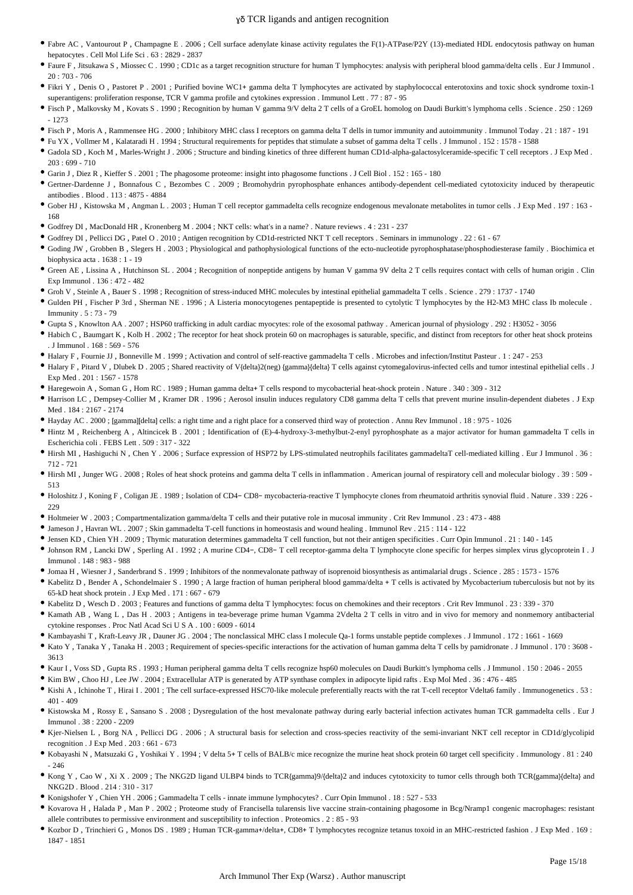- Fabre AC , Vantourout P , Champagne E . 2006 ; Cell surface adenylate kinase activity regulates the F(1)-ATPase/P2Y (13)-mediated HDL endocytosis pathway on human hepatocytes . Cell Mol Life Sci . 63 : 2829 - 2837
- Faure F , Jitsukawa S , Miossec C . 1990 ; CD1c as a target recognition structure for human T lymphocytes: analysis with peripheral blood gamma/delta cells . Eur J Immunol . 20 : 703 - 706
- Fikri Y , Denis O , Pastoret P . 2001 ; Purified bovine WC1+ gamma delta T lymphocytes are activated by staphylococcal enterotoxins and toxic shock syndrome toxin-1 superantigens: proliferation response, TCR V gamma profile and cytokines expression . Immunol Lett . 77 : 87 - 95
- Fisch P , Malkovsky M , Kovats S . 1990 ; Recognition by human V gamma 9/V delta 2 T cells of a GroEL homolog on Daudi Burkitt's lymphoma cells . Science . 250 : 1269 - 1273
- Fisch P , Moris A , Rammensee HG . 2000 ; Inhibitory MHC class I receptors on gamma delta T dells in tumor immunity and autoimmunity . Immunol Today . 21 : 187 - 191
- Fu YX , Vollmer M , Kalataradi H . 1994 ; Structural requirements for peptides that stimulate a subset of gamma delta T cells . J Immunol . 152 : 1578 - 1588
- Gadola SD , Koch M , Marles-Wright J . 2006 ; Structure and binding kinetics of three different human CD1d-alpha-galactosylceramide-specific T cell receptors . J Exp Med . 203 : 699 - 710
- Garin J , Diez R , Kieffer S . 2001 ; The phagosome proteome: insight into phagosome functions . J Cell Biol . 152 : 165 - 180
- Gertner-Dardenne J , Bonnafous C , Bezombes C . 2009 ; Bromohydrin pyrophosphate enhances antibody-dependent cell-mediated cytotoxicity induced by therapeutic antibodies . Blood . 113 : 4875 - 4884
- Gober HJ , Kistowska M , Angman L . 2003 ; Human T cell receptor gammadelta cells recognize endogenous mevalonate metabolites in tumor cells . J Exp Med . 197 : 163 - 168
- Godfrey DI , MacDonald HR , Kronenberg M . 2004 ; NKT cells: what's in a name? . Nature reviews . 4 : 231 - 237
- Godfrey DI , Pellicci DG , Patel O . 2010 ; Antigen recognition by CD1d-restricted NKT T cell receptors . Seminars in immunology . 22 : 61 - 67
- Goding JW , Grobben B , Slegers H . 2003 ; Physiological and pathophysiological functions of the ecto-nucleotide pyrophosphatase/phosphodiesterase family . Biochimica et biophysica acta . 1638 : 1 - 19
- Green AE , Lissina A , Hutchinson SL . 2004 ; Recognition of nonpeptide antigens by human V gamma 9V delta 2 T cells requires contact with cells of human origin . Clin Exp Immunol . 136 : 472 - 482
- Groh V , Steinle A , Bauer S . 1998 ; Recognition of stress-induced MHC molecules by intestinal epithelial gammadelta T cells . Science . 279 : 1737 - 1740
- Gulden PH , Fischer P 3rd , Sherman NE . 1996 ; A Listeria monocytogenes pentapeptide is presented to cytolytic T lymphocytes by the H2-M3 MHC class Ib molecule . Immunity . 5 : 73 - 79
- Gupta S , Knowlton AA . 2007 ; HSP60 trafficking in adult cardiac myocytes: role of the exosomal pathway . American journal of physiology . 292 : H3052 - 3056
- Habich C , Baumgart K , Kolb H . 2002 ; The receptor for heat shock protein 60 on macrophages is saturable, specific, and distinct from receptors for other heat shock proteins . J Immunol . 168 : 569 - 576
- Halary F , Fournie JJ , Bonneville M . 1999 ; Activation and control of self-reactive gammadelta T cells . Microbes and infection/Institut Pasteur . 1 : 247 - 253
- Halary F , Pitard V , Dlubek D . 2005 ; Shared reactivity of V{delta}2(neg) {gamma}{delta} T cells against cytomegalovirus-infected cells and tumor intestinal epithelial cells . J Exp Med . 201 : 1567 - 1578
- Haregewoin A , Soman G , Hom RC . 1989 ; Human gamma delta+ T cells respond to mycobacterial heat-shock protein . Nature . 340 : 309 - 312
- Harrison LC , Dempsey-Collier M , Kramer DR . 1996 ; Aerosol insulin induces regulatory CD8 gamma delta T cells that prevent murine insulin-dependent diabetes . J Exp Med . 184 : 2167 - 2174
- Hayday AC . 2000 ; [gamma][delta] cells: a right time and a right place for a conserved third way of protection . Annu Rev Immunol . 18 : 975 - 1026
- Hintz M , Reichenberg A , Altincicek B . 2001 ; Identification of (E)-4-hydroxy-3-methylbut-2-enyl pyrophosphate as a major activator for human gammadelta T cells in Escherichia coli . FEBS Lett . 509 : 317 - 322
- Hirsh MI , Hashiguchi N , Chen Y . 2006 ; Surface expression of HSP72 by LPS-stimulated neutrophils facilitates gammadeltaT cell-mediated killing . Eur J Immunol . 36 : 712 - 721
- Hirsh MI , Junger WG . 2008 ; Roles of heat shock proteins and gamma delta T cells in inflammation . American journal of respiratory cell and molecular biology . 39 : 509 - 513
- Holoshitz J , Koning F , Coligan JE . 1989 ; Isolation of CD4− CD8− mycobacteria-reactive T lymphocyte clones from rheumatoid arthritis synovial fluid . Nature . 339 : 226 - 229
- Holtmeier W . 2003 ; Compartmentalization gamma/delta T cells and their putative role in mucosal immunity . Crit Rev Immunol . 23 : 473 - 488
- Jameson J , Havran WL . 2007 ; Skin gammadelta T-cell functions in homeostasis and wound healing . Immunol Rev . 215 : 114 - 122
- Jensen KD , Chien YH . 2009 ; Thymic maturation determines gammadelta T cell function, but not their antigen specificities . Curr Opin Immunol . 21 : 140 - 145
- Johnson RM , Lancki DW , Sperling AI . 1992 ; A murine CD4−, CD8− T cell receptor-gamma delta T lymphocyte clone specific for herpes simplex virus glycoprotein I . J Immunol . 148 : 983 - 988
- Jomaa H , Wiesner J , Sanderbrand S . 1999 ; Inhibitors of the nonmevalonate pathway of isoprenoid biosynthesis as antimalarial drugs . Science . 285 : 1573 - 1576
- Kabelitz D , Bender A , Schondelmaier S . 1990 ; A large fraction of human peripheral blood gamma/delta + T cells is activated by Mycobacterium tuberculosis but not by its 65-kD heat shock protein . J Exp Med . 171 : 667 - 679
- Kabelitz D , Wesch D . 2003 ; Features and functions of gamma delta T lymphocytes: focus on chemokines and their receptors . Crit Rev Immunol . 23 : 339 - 370
- Kamath AB , Wang L , Das H . 2003 ; Antigens in tea-beverage prime human Vgamma 2Vdelta 2 T cells in vitro and in vivo for memory and nonmemory antibacterial cytokine responses . Proc Natl Acad Sci U S A . 100 : 6009 - 6014
- Kambayashi T , Kraft-Leavy JR , Dauner JG . 2004 ; The nonclassical MHC class I molecule Qa-1 forms unstable peptide complexes . J Immunol . 172 : 1661 - 1669
- Kato Y , Tanaka Y , Tanaka H . 2003 ; Requirement of species-specific interactions for the activation of human gamma delta T cells by pamidronate . J Immunol . 170 : 3608 - 3613
- Kaur I , Voss SD , Gupta RS . 1993 ; Human peripheral gamma delta T cells recognize hsp60 molecules on Daudi Burkitt's lymphoma cells . J Immunol . 150 : 2046 - 2055
- Kim BW , Choo HJ , Lee JW . 2004 ; Extracellular ATP is generated by ATP synthase complex in adipocyte lipid rafts . Exp Mol Med . 36 : 476 - 485
- Kishi A , Ichinohe T , Hirai I . 2001 ; The cell surface-expressed HSC70-like molecule preferentially reacts with the rat T-cell receptor Vdelta6 family . Immunogenetics . 53 : 401 - 409
- Kistowska M , Rossy E , Sansano S . 2008 ; Dysregulation of the host mevalonate pathway during early bacterial infection activates human TCR gammadelta cells . Eur J Immunol . 38 : 2200 - 2209
- Kjer-Nielsen L , Borg NA , Pellicci DG . 2006 ; A structural basis for selection and cross-species reactivity of the semi-invariant NKT cell receptor in CD1d/glycolipid recognition . J Exp Med . 203 : 661 - 673
- Kobayashi N , Matsuzaki G , Yoshikai Y . 1994 ; V delta 5+ T cells of BALB/c mice recognize the murine heat shock protein 60 target cell specificity . Immunology . 81 : 240 - 246
- Kong Y , Cao W , Xi X . 2009 ; The NKG2D ligand ULBP4 binds to TCR{gamma}9/{delta}2 and induces cytotoxicity to tumor cells through both TCR{gamma}{delta} and NKG2D . Blood . 214 : 310 - 317
- Konigshofer Y , Chien YH . 2006 ; Gammadelta T cells - innate immune lymphocytes? . Curr Opin Immunol . 18 : 527 - 533
- Kovarova H , Halada P , Man P . 2002 ; Proteome study of Francisella tularensis live vaccine strain-containing phagosome in Bcg/Nramp1 congenic macrophages: resistant allele contributes to permissive environment and susceptibility to infection . Proteomics . 2 : 85 - 93
- Kozbor D , Trinchieri G , Monos DS . 1989 ; Human TCR-gamma+/delta+, CD8+ T lymphocytes recognize tetanus toxoid in an MHC-restricted fashion . J Exp Med . 169 : 1847 - 1851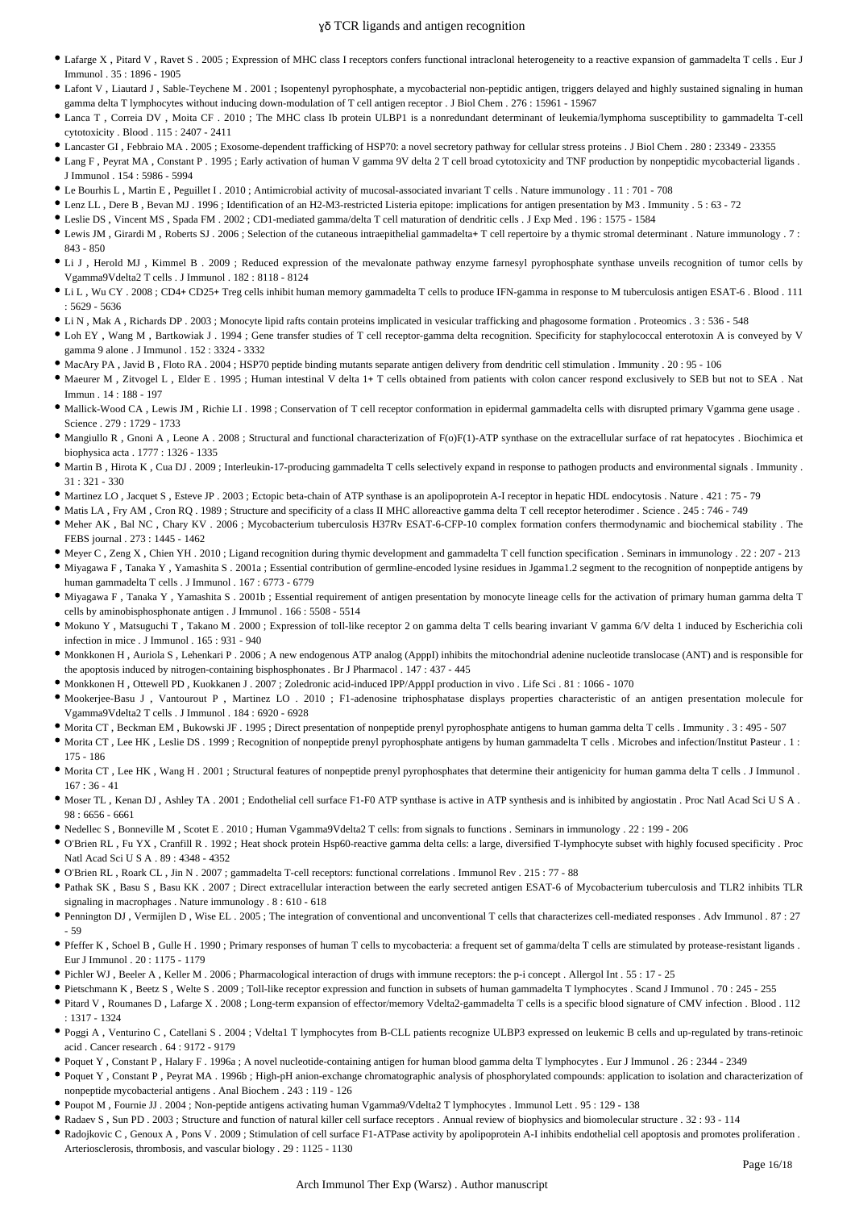- Lafarge X , Pitard V , Ravet S . 2005 ; Expression of MHC class I receptors confers functional intraclonal heterogeneity to a reactive expansion of gammadelta T cells . Eur J Immunol . 35 : 1896 - 1905
- Lafont V , Liautard J , Sable-Teychene M . 2001 ; Isopentenyl pyrophosphate, a mycobacterial non-peptidic antigen, triggers delayed and highly sustained signaling in human gamma delta T lymphocytes without inducing down-modulation of T cell antigen receptor . J Biol Chem . 276 : 15961 - 15967
- Lanca T , Correia DV , Moita CF . 2010 ; The MHC class Ib protein ULBP1 is a nonredundant determinant of leukemia/lymphoma susceptibility to gammadelta T-cell cytotoxicity . Blood . 115 : 2407 - 2411
- Lancaster GI , Febbraio MA . 2005 ; Exosome-dependent trafficking of HSP70: a novel secretory pathway for cellular stress proteins . J Biol Chem . 280 : 23349 - 23355
- Lang F , Peyrat MA , Constant P . 1995 ; Early activation of human V gamma 9V delta 2 T cell broad cytotoxicity and TNF production by nonpeptidic mycobacterial ligands . J Immunol . 154 : 5986 - 5994
- Le Bourhis L , Martin E , Peguillet I . 2010 ; Antimicrobial activity of mucosal-associated invariant T cells . Nature immunology . 11 : 701 - 708
- Lenz LL , Dere B , Bevan MJ . 1996 ; Identification of an H2-M3-restricted Listeria epitope: implications for antigen presentation by M3 . Immunity . 5 : 63 - 72
- Leslie DS , Vincent MS , Spada FM . 2002 ; CD1-mediated gamma/delta T cell maturation of dendritic cells . J Exp Med . 196 : 1575 - 1584
- Lewis JM , Girardi M , Roberts SJ . 2006 ; Selection of the cutaneous intraepithelial gammadelta+ T cell repertoire by a thymic stromal determinant . Nature immunology . 7 : 843 - 850
- Li J , Herold MJ , Kimmel B . 2009 ; Reduced expression of the mevalonate pathway enzyme farnesyl pyrophosphate synthase unveils recognition of tumor cells by Vgamma9Vdelta2 T cells . J Immunol . 182 : 8118 - 8124
- Li L , Wu CY . 2008 ; CD4+ CD25+ Treg cells inhibit human memory gammadelta T cells to produce IFN-gamma in response to M tuberculosis antigen ESAT-6 . Blood . 111 : 5629 - 5636
- Li N , Mak A , Richards DP . 2003 ; Monocyte lipid rafts contain proteins implicated in vesicular trafficking and phagosome formation . Proteomics . 3 : 536 - 548
- Loh EY , Wang M , Bartkowiak J . 1994 ; Gene transfer studies of T cell receptor-gamma delta recognition. Specificity for staphylococcal enterotoxin A is conveyed by V gamma 9 alone . J Immunol . 152 : 3324 - 3332
- MacAry PA , Javid B , Floto RA . 2004 ; HSP70 peptide binding mutants separate antigen delivery from dendritic cell stimulation . Immunity . 20 : 95 - 106
- Maeurer M , Zitvogel L , Elder E . 1995 ; Human intestinal V delta 1+ T cells obtained from patients with colon cancer respond exclusively to SEB but not to SEA . Nat Immun . 14 : 188 - 197
- Mallick-Wood CA , Lewis JM , Richie LI . 1998 ; Conservation of T cell receptor conformation in epidermal gammadelta cells with disrupted primary Vgamma gene usage . Science . 279 : 1729 - 1733
- Mangiullo R , Gnoni A , Leone A . 2008 ; Structural and functional characterization of F(o)F(1)-ATP synthase on the extracellular surface of rat hepatocytes . Biochimica et biophysica acta . 1777 : 1326 - 1335
- Martin B , Hirota K , Cua DJ . 2009 ; Interleukin-17-producing gammadelta T cells selectively expand in response to pathogen products and environmental signals . Immunity . 31 : 321 - 330
- Martinez LO , Jacquet S , Esteve JP . 2003 ; Ectopic beta-chain of ATP synthase is an apolipoprotein A-I receptor in hepatic HDL endocytosis . Nature . 421 : 75 - 79
- Matis LA , Fry AM , Cron RQ . 1989 ; Structure and specificity of a class II MHC alloreactive gamma delta T cell receptor heterodimer . Science . 245 : 746 - 749
- Meher AK , Bal NC , Chary KV . 2006 ; Mycobacterium tuberculosis H37Rv ESAT-6-CFP-10 complex formation confers thermodynamic and biochemical stability . The FEBS journal . 273 : 1445 - 1462
- Meyer C , Zeng X , Chien YH . 2010 ; Ligand recognition during thymic development and gammadelta T cell function specification . Seminars in immunology . 22 : 207 - 213
- Miyagawa F , Tanaka Y , Yamashita S . 2001a ; Essential contribution of germline-encoded lysine residues in Jgamma1.2 segment to the recognition of nonpeptide antigens by human gammadelta T cells . J Immunol . 167 : 6773 - 6779
- Miyagawa F , Tanaka Y , Yamashita S . 2001b ; Essential requirement of antigen presentation by monocyte lineage cells for the activation of primary human gamma delta T cells by aminobisphosphonate antigen . J Immunol . 166 : 5508 - 5514
- Mokuno Y , Matsuguchi T , Takano M . 2000 ; Expression of toll-like receptor 2 on gamma delta T cells bearing invariant V gamma 6/V delta 1 induced by Escherichia coli infection in mice . J Immunol . 165 : 931 - 940
- Monkkonen H , Auriola S , Lehenkari P . 2006 ; A new endogenous ATP analog (ApppI) inhibits the mitochondrial adenine nucleotide translocase (ANT) and is responsible for the apoptosis induced by nitrogen-containing bisphosphonates . Br J Pharmacol . 147 : 437 - 445
- Monkkonen H , Ottewell PD , Kuokkanen J . 2007 ; Zoledronic acid-induced IPP/ApppI production in vivo . Life Sci . 81 : 1066 - 1070
- Mookerjee-Basu J , Vantourout P , Martinez LO . 2010 ; F1-adenosine triphosphatase displays properties characteristic of an antigen presentation molecule for Vgamma9Vdelta2 T cells . J Immunol . 184 : 6920 - 6928
- Morita CT , Beckman EM , Bukowski JF . 1995 ; Direct presentation of nonpeptide prenyl pyrophosphate antigens to human gamma delta T cells . Immunity . 3 : 495 - 507
- Morita CT , Lee HK , Leslie DS . 1999 ; Recognition of nonpeptide prenyl pyrophosphate antigens by human gammadelta T cells . Microbes and infection/Institut Pasteur . 1 : 175 - 186
- Morita CT , Lee HK , Wang H . 2001 ; Structural features of nonpeptide prenyl pyrophosphates that determine their antigenicity for human gamma delta T cells . J Immunol . 167 : 36 - 41
- Moser TL , Kenan DJ , Ashley TA . 2001 ; Endothelial cell surface F1-F0 ATP synthase is active in ATP synthesis and is inhibited by angiostatin . Proc Natl Acad Sci U S A . 98 : 6656 - 6661
- Nedellec S , Bonneville M , Scotet E . 2010 ; Human Vgamma9Vdelta2 T cells: from signals to functions . Seminars in immunology . 22 : 199 - 206
- O'Brien RL , Fu YX , Cranfill R . 1992 ; Heat shock protein Hsp60-reactive gamma delta cells: a large, diversified T-lymphocyte subset with highly focused specificity . Proc Natl Acad Sci U S A . 89 : 4348 - 4352
- O'Brien RL , Roark CL , Jin N . 2007 ; gammadelta T-cell receptors: functional correlations . Immunol Rev . 215 : 77 - 88
- Pathak SK , Basu S , Basu KK . 2007 ; Direct extracellular interaction between the early secreted antigen ESAT-6 of Mycobacterium tuberculosis and TLR2 inhibits TLR signaling in macrophages . Nature immunology . 8 : 610 - 618
- Pennington DJ , Vermijlen D , Wise EL . 2005 ; The integration of conventional and unconventional T cells that characterizes cell-mediated responses . Adv Immunol . 87 : 27 - 59
- Pfeffer K , Schoel B , Gulle H . 1990 ; Primary responses of human T cells to mycobacteria: a frequent set of gamma/delta T cells are stimulated by protease-resistant ligands . Eur J Immunol . 20 : 1175 - 1179
- Pichler WJ , Beeler A , Keller M . 2006 ; Pharmacological interaction of drugs with immune receptors: the p-i concept . Allergol Int . 55 : 17 - 25
- Pietschmann K , Beetz S , Welte S . 2009 ; Toll-like receptor expression and function in subsets of human gammadelta T lymphocytes . Scand J Immunol . 70 : 245 - 255
- Pitard V , Roumanes D , Lafarge X . 2008 ; Long-term expansion of effector/memory Vdelta2-gammadelta T cells is a specific blood signature of CMV infection . Blood . 112 : 1317 - 1324
- Poggi A , Venturino C , Catellani S . 2004 ; Vdelta1 T lymphocytes from B-CLL patients recognize ULBP3 expressed on leukemic B cells and up-regulated by trans-retinoic acid . Cancer research . 64 : 9172 - 9179
- Poquet Y , Constant P , Halary F . 1996a ; A novel nucleotide-containing antigen for human blood gamma delta T lymphocytes . Eur J Immunol . 26 : 2344 - 2349
- Poquet Y , Constant P , Peyrat MA . 1996b ; High-pH anion-exchange chromatographic analysis of phosphorylated compounds: application to isolation and characterization of nonpeptide mycobacterial antigens . Anal Biochem . 243 : 119 - 126
- Poupot M , Fournie JJ . 2004 ; Non-peptide antigens activating human Vgamma9/Vdelta2 T lymphocytes . Immunol Lett . 95 : 129 - 138
- Radaev S , Sun PD . 2003 ; Structure and function of natural killer cell surface receptors . Annual review of biophysics and biomolecular structure . 32 : 93 - 114
- Radojkovic C , Genoux A , Pons V . 2009 ; Stimulation of cell surface F1-ATPase activity by apolipoprotein A-I inhibits endothelial cell apoptosis and promotes proliferation . Arteriosclerosis, thrombosis, and vascular biology . 29 : 1125 - 1130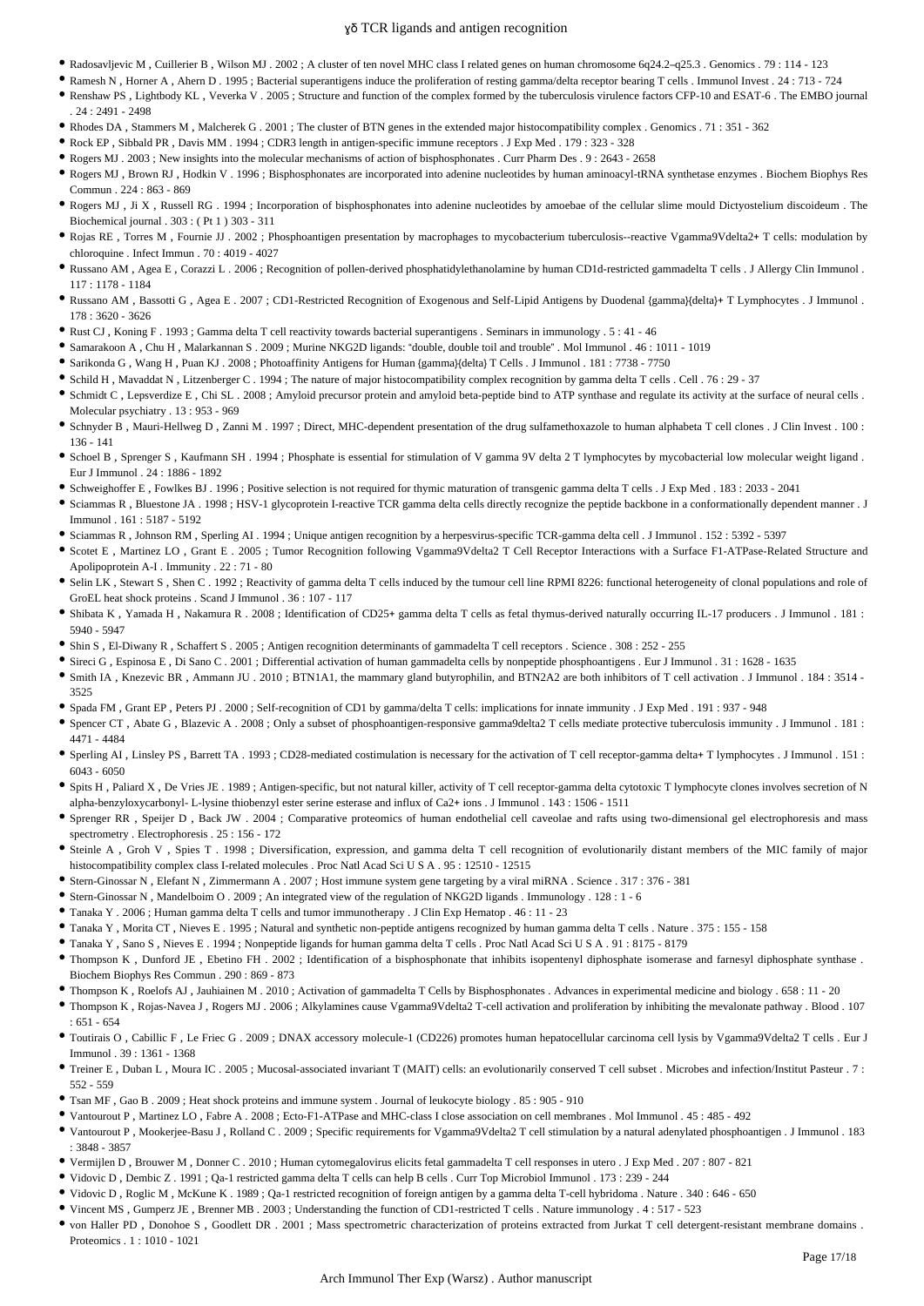- Radosavljevic M , Cuillerier B , Wilson MJ . 2002 ; A cluster of ten novel MHC class I related genes on human chromosome 6q24.2–q25.3 . Genomics . 79 : 114 - 123
- Ramesh N , Horner A , Ahern D . 1995 ; Bacterial superantigens induce the proliferation of resting gamma/delta receptor bearing T cells . Immunol Invest . 24 : 713 - 724
- Renshaw PS , Lightbody KL , Veverka V . 2005 ; Structure and function of the complex formed by the tuberculosis virulence factors CFP-10 and ESAT-6 . The EMBO journal . 24 : 2491 - 2498
- Rhodes DA , Stammers M , Malcherek G . 2001 ; The cluster of BTN genes in the extended major histocompatibility complex . Genomics . 71 : 351 - 362
- Rock EP , Sibbald PR , Davis MM . 1994 ; CDR3 length in antigen-specific immune receptors . J Exp Med . 179 : 323 - 328
- Rogers MJ . 2003 ; New insights into the molecular mechanisms of action of bisphosphonates . Curr Pharm Des . 9 : 2643 - 2658
- Rogers MJ , Brown RJ , Hodkin V . 1996 ; Bisphosphonates are incorporated into adenine nucleotides by human aminoacyl-tRNA synthetase enzymes . Biochem Biophys Res Commun . 224 : 863 - 869
- Rogers MJ , Ji X , Russell RG . 1994 ; Incorporation of bisphosphonates into adenine nucleotides by amoebae of the cellular slime mould Dictyostelium discoideum . The Biochemical journal . 303 : ( Pt 1 ) 303 - 311
- Rojas RE , Torres M , Fournie JJ . 2002 ; Phosphoantigen presentation by macrophages to mycobacterium tuberculosis--reactive Vgamma9Vdelta2+ T cells: modulation by chloroquine . Infect Immun . 70 : 4019 - 4027
- Russano AM , Agea E , Corazzi L . 2006 ; Recognition of pollen-derived phosphatidylethanolamine by human CD1d-restricted gammadelta T cells . J Allergy Clin Immunol . 117 : 1178 - 1184
- Russano AM , Bassotti G , Agea E . 2007 ; CD1-Restricted Recognition of Exogenous and Self-Lipid Antigens by Duodenal {gamma}{delta}+ T Lymphocytes . J Immunol . 178 : 3620 - 3626
- Rust CJ , Koning F . 1993 ; Gamma delta T cell reactivity towards bacterial superantigens . Seminars in immunology . 5 : 41 - 46
- Samarakoon A , Chu H , Malarkannan S . 2009 ; Murine NKG2D ligands: "double, double toil and trouble" . Mol Immunol . 46 : 1011 - 1019
- Sarikonda G , Wang H , Puan KJ . 2008 ; Photoaffinity Antigens for Human {gamma}{delta} T Cells . J Immunol . 181 : 7738 - 7750
- Schild H , Mavaddat N , Litzenberger C . 1994 ; The nature of major histocompatibility complex recognition by gamma delta T cells . Cell . 76 : 29 - 37
- Schmidt C , Lepsverdize E , Chi SL . 2008 ; Amyloid precursor protein and amyloid beta-peptide bind to ATP synthase and regulate its activity at the surface of neural cells . Molecular psychiatry . 13 : 953 - 969
- Schnyder B , Mauri-Hellweg D , Zanni M . 1997 ; Direct, MHC-dependent presentation of the drug sulfamethoxazole to human alphabeta T cell clones . J Clin Invest . 100 : 136 - 141
- Schoel B , Sprenger S , Kaufmann SH . 1994 ; Phosphate is essential for stimulation of V gamma 9V delta 2 T lymphocytes by mycobacterial low molecular weight ligand . Eur J Immunol . 24 : 1886 - 1892
- Schweighoffer E , Fowlkes BJ . 1996 ; Positive selection is not required for thymic maturation of transgenic gamma delta T cells . J Exp Med . 183 : 2033 - 2041
- Sciammas R , Bluestone JA . 1998 ; HSV-1 glycoprotein I-reactive TCR gamma delta cells directly recognize the peptide backbone in a conformationally dependent manner . J Immunol . 161 : 5187 - 5192
- Sciammas R , Johnson RM , Sperling AI . 1994 ; Unique antigen recognition by a herpesvirus-specific TCR-gamma delta cell . J Immunol . 152 : 5392 - 5397
- Scotet E , Martinez LO , Grant E . 2005 ; Tumor Recognition following Vgamma9Vdelta2 T Cell Receptor Interactions with a Surface F1-ATPase-Related Structure and Apolipoprotein A-I . Immunity . 22 : 71 - 80
- Selin LK , Stewart S , Shen C . 1992 ; Reactivity of gamma delta T cells induced by the tumour cell line RPMI 8226: functional heterogeneity of clonal populations and role of GroEL heat shock proteins . Scand J Immunol . 36 : 107 - 117
- Shibata K , Yamada H , Nakamura R . 2008 ; Identification of CD25+ gamma delta T cells as fetal thymus-derived naturally occurring IL-17 producers . J Immunol . 181 : 5940 - 5947
- Shin S , El-Diwany R , Schaffert S . 2005 ; Antigen recognition determinants of gammadelta T cell receptors . Science . 308 : 252 - 255
- Sireci G , Espinosa E , Di Sano C . 2001 ; Differential activation of human gammadelta cells by nonpeptide phosphoantigens . Eur J Immunol . 31 : 1628 - 1635
- Smith IA , Knezevic BR , Ammann JU . 2010 ; BTN1A1, the mammary gland butyrophilin, and BTN2A2 are both inhibitors of T cell activation . J Immunol . 184 : 3514 - 3525
- Spada FM , Grant EP , Peters PJ . 2000 ; Self-recognition of CD1 by gamma/delta T cells: implications for innate immunity . J Exp Med . 191 : 937 - 948
- Spencer CT , Abate G , Blazevic A . 2008 ; Only a subset of phosphoantigen-responsive gamma9delta2 T cells mediate protective tuberculosis immunity . J Immunol . 181 : 4471 - 4484
- Sperling AI , Linsley PS , Barrett TA . 1993 ; CD28-mediated costimulation is necessary for the activation of T cell receptor-gamma delta+ T lymphocytes . J Immunol . 151 : 6043 - 6050
- Spits H , Paliard X , De Vries JE . 1989 ; Antigen-specific, but not natural killer, activity of T cell receptor-gamma delta cytotoxic T lymphocyte clones involves secretion of N alpha-benzyloxycarbonyl- L-lysine thiobenzyl ester serine esterase and influx of Ca2+ ions . J Immunol . 143 : 1506 - 1511
- Sprenger RR , Speijer D , Back JW . 2004 ; Comparative proteomics of human endothelial cell caveolae and rafts using two-dimensional gel electrophoresis and mass spectrometry . Electrophoresis . 25 : 156 - 172
- Steinle A , Groh V , Spies T . 1998 ; Diversification, expression, and gamma delta T cell recognition of evolutionarily distant members of the MIC family of major histocompatibility complex class I-related molecules . Proc Natl Acad Sci U S A . 95 : 12510 - 12515
- Stern-Ginossar N , Elefant N , Zimmermann A . 2007 ; Host immune system gene targeting by a viral miRNA . Science . 317 : 376 - 381
- Stern-Ginossar N , Mandelboim O . 2009 ; An integrated view of the regulation of NKG2D ligands . Immunology . 128 : 1 - 6
- Tanaka Y . 2006 ; Human gamma delta T cells and tumor immunotherapy . J Clin Exp Hematop . 46 : 11 - 23
- Tanaka Y , Morita CT , Nieves E . 1995 ; Natural and synthetic non-peptide antigens recognized by human gamma delta T cells . Nature . 375 : 155 - 158
- Tanaka Y , Sano S , Nieves E . 1994 ; Nonpeptide ligands for human gamma delta T cells . Proc Natl Acad Sci U S A . 91 : 8175 - 8179
- Thompson K , Dunford JE , Ebetino FH . 2002 ; Identification of a bisphosphonate that inhibits isopentenyl diphosphate isomerase and farnesyl diphosphate synthase . Biochem Biophys Res Commun . 290 : 869 - 873
- Thompson K , Roelofs AJ , Jauhiainen M . 2010 ; Activation of gammadelta T Cells by Bisphosphonates . Advances in experimental medicine and biology . 658 : 11 - 20
- Thompson K , Rojas-Navea J , Rogers MJ . 2006 ; Alkylamines cause Vgamma9Vdelta2 T-cell activation and proliferation by inhibiting the mevalonate pathway . Blood . 107 : 651 - 654
- Toutirais O , Cabillic F , Le Friec G . 2009 ; DNAX accessory molecule-1 (CD226) promotes human hepatocellular carcinoma cell lysis by Vgamma9Vdelta2 T cells . Eur J Immunol . 39 : 1361 - 1368
- Treiner E , Duban L , Moura IC . 2005 ; Mucosal-associated invariant T (MAIT) cells: an evolutionarily conserved T cell subset . Microbes and infection/Institut Pasteur . 7 : 552 - 559
- Tsan MF , Gao B . 2009 ; Heat shock proteins and immune system . Journal of leukocyte biology . 85 : 905 - 910
- Vantourout P , Martinez LO , Fabre A . 2008 ; Ecto-F1-ATPase and MHC-class I close association on cell membranes . Mol Immunol . 45 : 485 - 492
- Vantourout P , Mookerjee-Basu J , Rolland C . 2009 ; Specific requirements for Vgamma9Vdelta2 T cell stimulation by a natural adenylated phosphoantigen . J Immunol . 183 : 3848 - 3857
- Vermijlen D , Brouwer M , Donner C . 2010 ; Human cytomegalovirus elicits fetal gammadelta T cell responses in utero . J Exp Med . 207 : 807 - 821
- Vidovic D , Dembic Z . 1991 ; Qa-1 restricted gamma delta T cells can help B cells . Curr Top Microbiol Immunol . 173 : 239 - 244
- Vidovic D , Roglic M , McKune K . 1989 ; Qa-1 restricted recognition of foreign antigen by a gamma delta T-cell hybridoma . Nature . 340 : 646 - 650
- Vincent MS , Gumperz JE , Brenner MB . 2003 ; Understanding the function of CD1-restricted T cells . Nature immunology . 4 : 517 - 523
- von Haller PD , Donohoe S , Goodlett DR . 2001 ; Mass spectrometric characterization of proteins extracted from Jurkat T cell detergent-resistant membrane domains . Proteomics . 1 : 1010 - 1021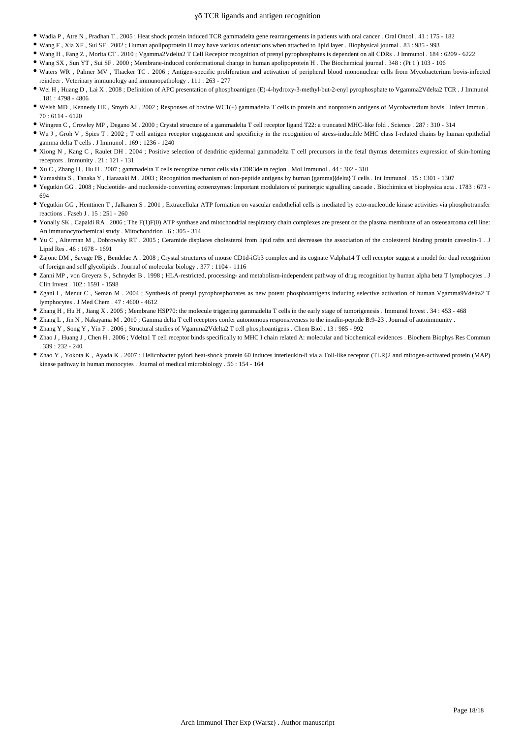- Wadia P , Atre N , Pradhan T . 2005 ; Heat shock protein induced TCR gammadelta gene rearrangements in patients with oral cancer . Oral Oncol . 41 : 175 - 182
- Wang F , Xia XF , Sui SF . 2002 ; Human apolipoprotein H may have various orientations when attached to lipid layer . Biophysical journal . 83 : 985 - 993
- Wang H , Fang Z , Morita CT . 2010 ; Vgamma2Vdelta2 T Cell Receptor recognition of prenyl pyrophosphates is dependent on all CDRs . J Immunol . 184 : 6209 - 6222
- Wang SX , Sun YT , Sui SF . 2000 ; Membrane-induced conformational change in human apolipoprotein H . The Biochemical journal . 348 : (Pt 1 ) 103 - 106
- Waters WR , Palmer MV , Thacker TC . 2006 ; Antigen-specific proliferation and activation of peripheral blood mononuclear cells from Mycobacterium bovis-infected reindeer . Veterinary immunology and immunopathology . 111 : 263 - 277
- Wei H , Huang D , Lai X . 2008 ; Definition of APC presentation of phosphoantigen (E)-4-hydroxy-3-methyl-but-2-enyl pyrophosphate to Vgamma2Vdelta2 TCR . J Immunol . 181 : 4798 - 4806
- Welsh MD , Kennedy HE , Smyth AJ . 2002 ; Responses of bovine WC1(+) gammadelta T cells to protein and nonprotein antigens of Mycobacterium bovis . Infect Immun . 70 : 6114 - 6120
- Wingren C , Crowley MP , Degano M . 2000 ; Crystal structure of a gammadelta T cell receptor ligand T22: a truncated MHC-like fold . Science . 287 : 310 - 314
- Wu J , Groh V , Spies T . 2002 ; T cell antigen receptor engagement and specificity in the recognition of stress-inducible MHC class I-related chains by human epithelial gamma delta T cells . J Immunol . 169 : 1236 - 1240
- Xiong N , Kang C , Raulet DH . 2004 ; Positive selection of dendritic epidermal gammadelta T cell precursors in the fetal thymus determines expression of skin-homing receptors . Immunity . 21 : 121 - 131
- Xu C , Zhang H , Hu H . 2007 ; gammadelta T cells recognize tumor cells via CDR3delta region . Mol Immunol . 44 : 302 - 310
- Yamashita S , Tanaka Y , Harazaki M . 2003 ; Recognition mechanism of non-peptide antigens by human {gamma}{delta} T cells . Int Immunol . 15 : 1301 - 1307
- Yegutkin GG . 2008 ; Nucleotide- and nucleoside-converting ectoenzymes: Important modulators of purinergic signalling cascade . Biochimica et biophysica acta . 1783 : 673 - 694
- Yegutkin GG , Henttinen T , Jalkanen S . 2001 ; Extracellular ATP formation on vascular endothelial cells is mediated by ecto-nucleotide kinase activities via phosphotransfer reactions . Faseb J . 15 : 251 - 260
- Yonally SK , Capaldi RA . 2006 ; The F(1)F(0) ATP synthase and mitochondrial respiratory chain complexes are present on the plasma membrane of an osteosarcoma cell line: An immunocytochemical study . Mitochondrion . 6 : 305 - 314
- Yu C , Alterman M , Dobrowsky RT . 2005 ; Ceramide displaces cholesterol from lipid rafts and decreases the association of the cholesterol binding protein caveolin-1 . J Lipid Res . 46 : 1678 - 1691
- Zajonc DM , Savage PB , Bendelac A . 2008 ; Crystal structures of mouse CD1d-iGb3 complex and its cognate Valpha14 T cell receptor suggest a model for dual recognition of foreign and self glycolipids . Journal of molecular biology . 377 : 1104 - 1116
- Zanni MP , von Greyerz S , Schnyder B . 1998 ; HLA-restricted, processing- and metabolism-independent pathway of drug recognition by human alpha beta T lymphocytes . J Clin Invest . 102 : 1591 - 1598
- Zgani I , Menut C , Seman M . 2004 ; Synthesis of prenyl pyrophosphonates as new potent phosphoantigens inducing selective activation of human Vgamma9Vdelta2 T lymphocytes . J Med Chem . 47 : 4600 - 4612
- Zhang H , Hu H , Jiang X . 2005 ; Membrane HSP70: the molecule triggering gammadelta T cells in the early stage of tumorigenesis . Immunol Invest . 34 : 453 - 468
- Zhang L , Jin N , Nakayama M . 2010 ; Gamma delta T cell receptors confer autonomous responsiveness to the insulin-peptide B:9–23 . Journal of autoimmunity .
- Zhang Y , Song Y , Yin F . 2006 ; Structural studies of Vgamma2Vdelta2 T cell phosphoantigens . Chem Biol . 13 : 985 - 992
- Zhao J , Huang J , Chen H . 2006 ; Vdelta1 T cell receptor binds specifically to MHC I chain related A: molecular and biochemical evidences . Biochem Biophys Res Commun . 339 : 232 - 240
- Zhao Y , Yokota K , Ayada K . 2007 ; Helicobacter pylori heat-shock protein 60 induces interleukin-8 via a Toll-like receptor (TLR)2 and mitogen-activated protein (MAP) kinase pathway in human monocytes . Journal of medical microbiology . 56 : 154 - 164